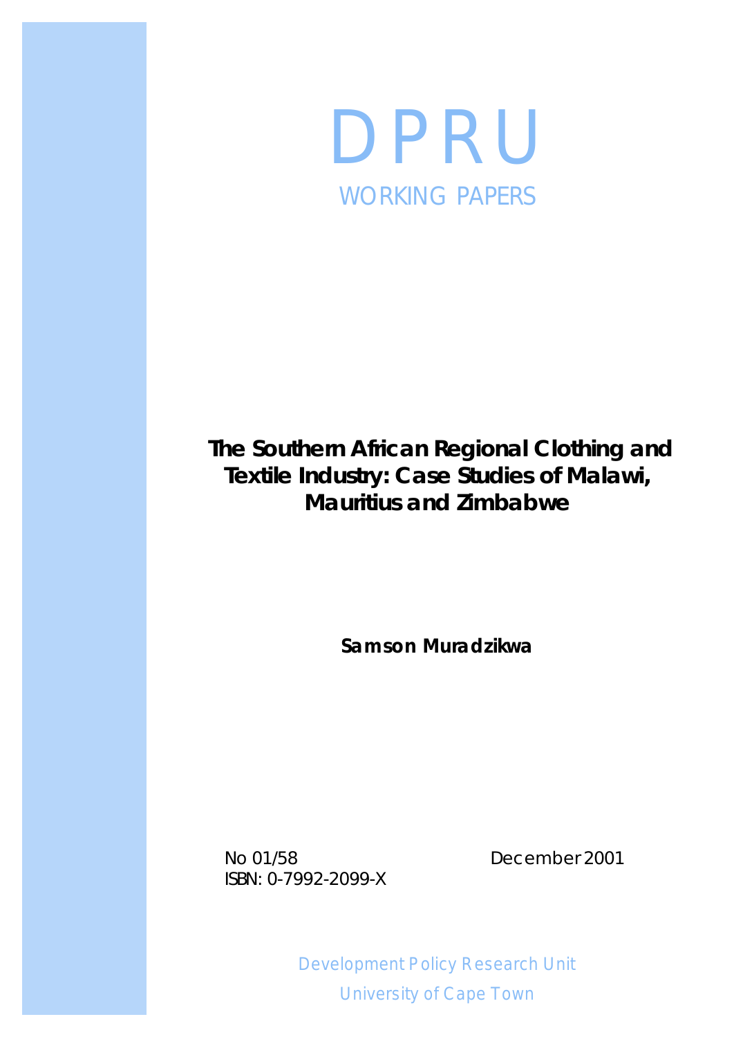# DPRU

## WORKING PAPERS

**The Southern African Regional Clothing and Textile Industry: Case Studies of Malawi, Mauritius and Zimbabwe**

**Samson Muradzikwa**

No 01/58
ISBN: 0-7992-2099-X

December 2001

Development Policy Research Unit
University of Cape Town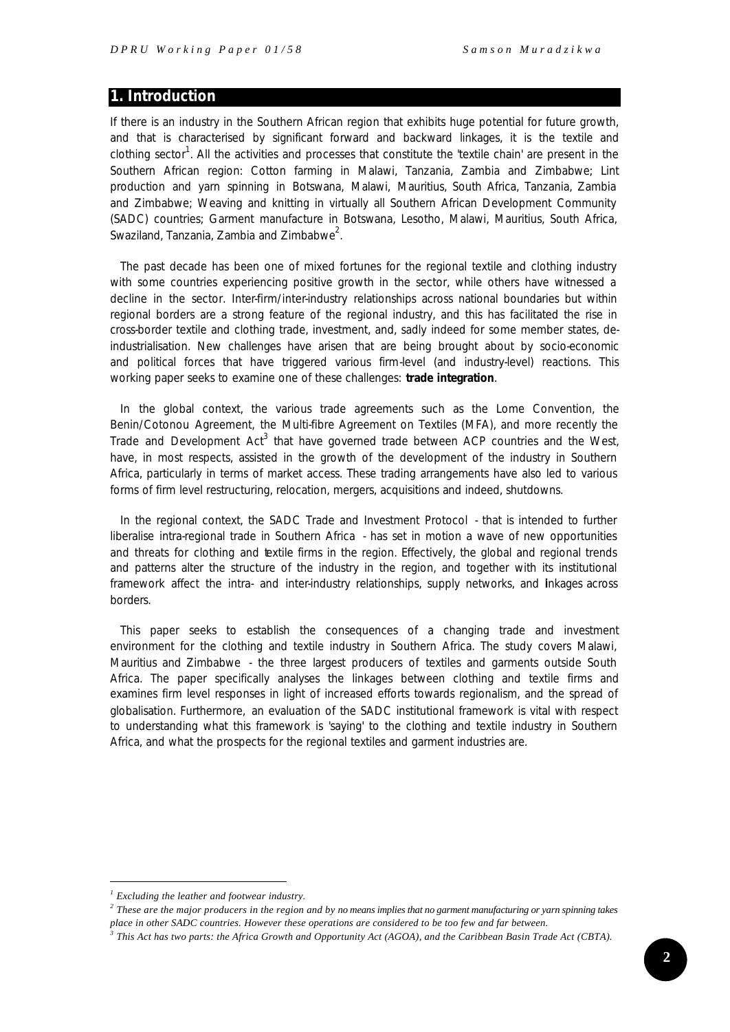## 1. Introduction

If there is an industry in the Southern African region that exhibits huge potential for future growth, and that is characterised by significant forward and backward linkages, it is the textile and clothing sector[1]. All the activities and processes that constitute the 'textile chain' are present in the Southern African region: Cotton farming in Malawi, Tanzania, Zambia and Zimbabwe; Lint production and yarn spinning in Botswana, Malawi, Mauritius, South Africa, Tanzania, Zambia and Zimbabwe; Weaving and knitting in virtually all Southern African Development Community (SADC) countries; Garment manufacture in Botswana, Lesotho, Malawi, Mauritius, South Africa, Swaziland, Tanzania, Zambia and Zimbabwe[2].

The past decade has been one of mixed fortunes for the regional textile and clothing industry with some countries experiencing positive growth in the sector, while others have witnessed a decline in the sector. Inter-firm/inter-industry relationships across national boundaries but within regional borders are a strong feature of the regional industry, and this has facilitated the rise in cross-border textile and clothing trade, investment, and, sadly indeed for some member states, de-industrialisation. New challenges have arisen that are being brought about by socio-economic and political forces that have triggered various firm-level (and industry-level) reactions. This working paper seeks to examine one of these challenges: **trade integration**.

In the global context, the various trade agreements such as the Lome Convention, the Benin/Cotonou Agreement, the Multi-fibre Agreement on Textiles (MFA), and more recently the Trade and Development Act[3] that have governed trade between ACP countries and the West, have, in most respects, assisted in the growth of the development of the industry in Southern Africa, particularly in terms of market access. These trading arrangements have also led to various forms of firm level restructuring, relocation, mergers, acquisitions and indeed, shutdowns.

In the regional context, the SADC Trade and Investment Protocol - that is intended to further liberalise intra-regional trade in Southern Africa - has set in motion a wave of new opportunities and threats for clothing and textile firms in the region. Effectively, the global and regional trends and patterns alter the structure of the industry in the region, and together with its institutional framework affect the intra- and inter-industry relationships, supply networks, and linkages across borders.

This paper seeks to establish the consequences of a changing trade and investment environment for the clothing and textile industry in Southern Africa. The study covers Malawi, Mauritius and Zimbabwe - the three largest producers of textiles and garments outside South Africa. The paper specifically analyses the linkages between clothing and textile firms and examines firm level responses in light of increased efforts towards regionalism, and the spread of globalisation. Furthermore, an evaluation of the SADC institutional framework is vital with respect to understanding what this framework is 'saying' to the clothing and textile industry in Southern Africa, and what the prospects for the regional textiles and garment industries are.

---

[1] *Excluding the leather and footwear industry.*

[2] *These are the major producers in the region and by no means implies that no garment manufacturing or yarn spinning takes place in other SADC countries. However these operations are considered to be too few and far between.*

[3] *This Act has two parts: the Africa Growth and Opportunity Act (AGOA), and the Caribbean Basin Trade Act (CBTA).*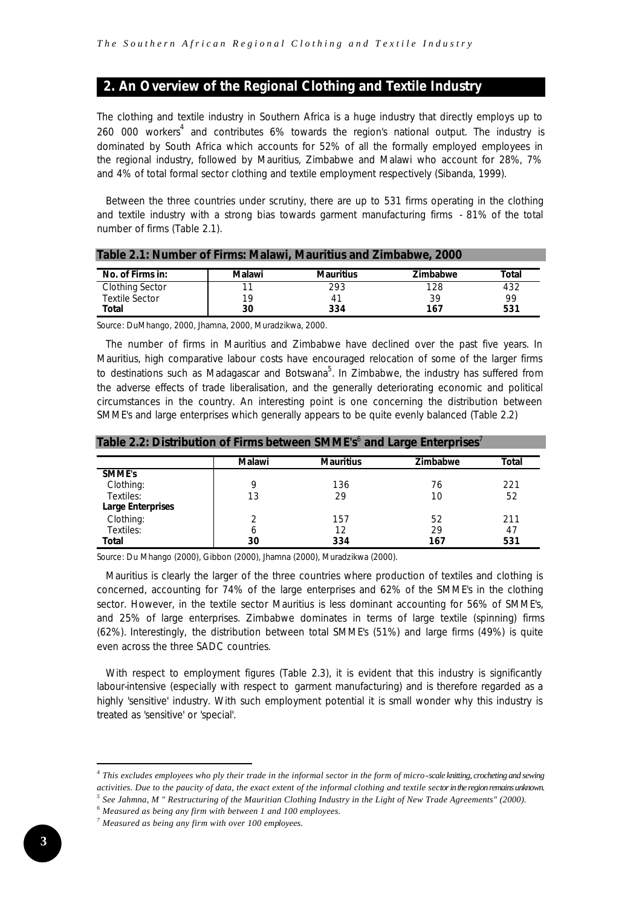## 2. An Overview of the Regional Clothing and Textile Industry

The clothing and textile industry in Southern Africa is a huge industry that directly employs up to 260 000 workers[4] and contributes 6% towards the region's national output. The industry is dominated by South Africa which accounts for 52% of all the formally employed employees in the regional industry, followed by Mauritius, Zimbabwe and Malawi who account for 28%, 7% and 4% of total formal sector clothing and textile employment respectively (Sibanda, 1999).

Between the three countries under scrutiny, there are up to 531 firms operating in the clothing and textile industry with a strong bias towards garment manufacturing firms - 81% of the total number of firms (Table 2.1).

**Table 2.1: Number of Firms: Malawi, Mauritius and Zimbabwe, 2000**

| No. of Firms in: | Malawi | Mauritius | Zimbabwe | Total |
|---|---|---|---|---|
| Clothing Sector | 11 | 293 | 128 | 432 |
| Textile Sector | 19 | 41 | 39 | 99 |
| **Total** | **30** | **334** | **167** | **531** |

Source: DuMhango, 2000, Jhamna, 2000, Muradzikwa, 2000.

The number of firms in Mauritius and Zimbabwe have declined over the past five years. In Mauritius, high comparative labour costs have encouraged relocation of some of the larger firms to destinations such as Madagascar and Botswana[5]. In Zimbabwe, the industry has suffered from the adverse effects of trade liberalisation, and the generally deteriorating economic and political circumstances in the country. An interesting point is one concerning the distribution between SMME's and large enterprises which generally appears to be quite evenly balanced (Table 2.2)

**Table 2.2: Distribution of Firms between SMME's[6] and Large Enterprises[7]**

| | Malawi | Mauritius | Zimbabwe | Total |
|---|---|---|---|---|
| **SMME's** | | | | |
| Clothing: | 9 | 136 | 76 | 221 |
| Textiles: | 13 | 29 | 10 | 52 |
| **Large Enterprises** | | | | |
| Clothing: | 2 | 157 | 52 | 211 |
| Textiles: | 6 | 12 | 29 | 47 |
| **Total** | **30** | **334** | **167** | **531** |

Source: Du Mhango (2000), Gibbon (2000), Jhamna (2000), Muradzikwa (2000).

Mauritius is clearly the larger of the three countries where production of textiles and clothing is concerned, accounting for 74% of the large enterprises and 62% of the SMME's in the clothing sector. However, in the textile sector Mauritius is less dominant accounting for 56% of SMME's, and 25% of large enterprises. Zimbabwe dominates in terms of large textile (spinning) firms (62%). Interestingly, the distribution between total SMME's (51%) and large firms (49%) is quite even across the three SADC countries.

With respect to employment figures (Table 2.3), it is evident that this industry is significantly labour-intensive (especially with respect to garment manufacturing) and is therefore regarded as a highly 'sensitive' industry. With such employment potential it is small wonder why this industry is treated as 'sensitive' or 'special'.

---

[4] *This excludes employees who ply their trade in the informal sector in the form of micro-scale knitting, crocheting and sewing activities. Due to the paucity of data, the exact extent of the informal clothing and textile sector in the region remains unknown.*

[5] *See Jahmna, M " Restructuring of the Mauritian Clothing Industry in the Light of New Trade Agreements" (2000).*

[6] *Measured as being any firm with between 1 and 100 employees.*

[7] *Measured as being any firm with over 100 employees.*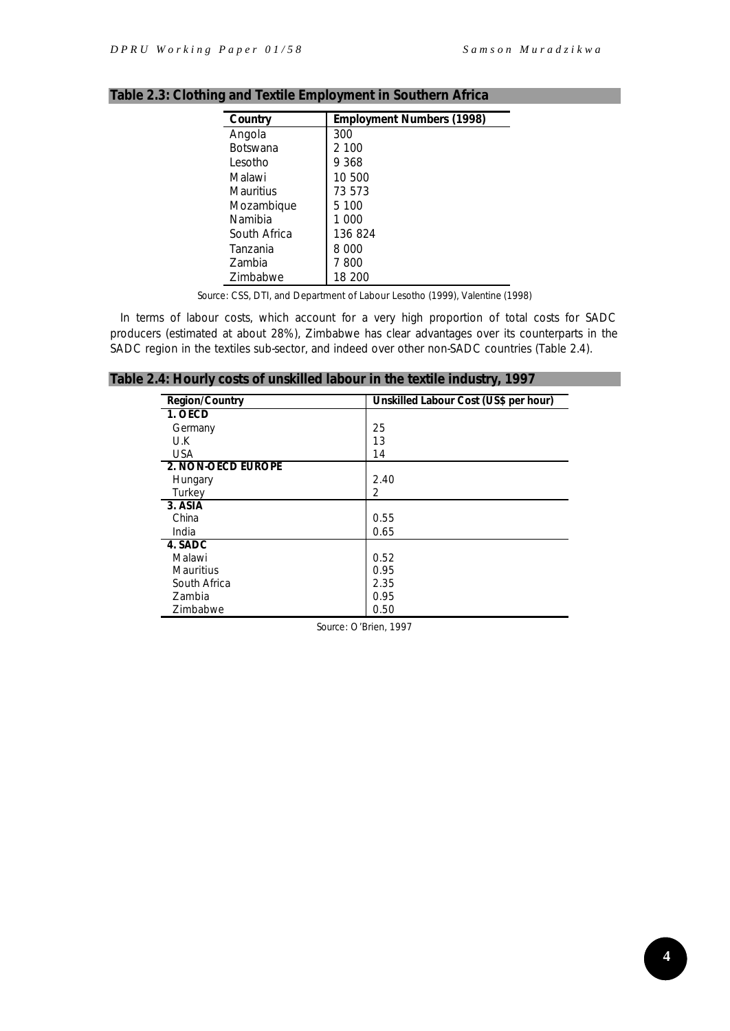**Table 2.3: Clothing and Textile Employment in Southern Africa**

| Country | Employment Numbers (1998) |
|---|---|
| Angola | 300 |
| Botswana | 2 100 |
| Lesotho | 9 368 |
| Malawi | 10 500 |
| Mauritius | 73 573 |
| Mozambique | 5 100 |
| Namibia | 1 000 |
| South Africa | 136 824 |
| Tanzania | 8 000 |
| Zambia | 7 800 |
| Zimbabwe | 18 200 |

Source: CSS, DTI, and Department of Labour Lesotho (1999), Valentine (1998)

In terms of labour costs, which account for a very high proportion of total costs for SADC producers (estimated at about 28%), Zimbabwe has clear advantages over its counterparts in the SADC region in the textiles sub-sector, and indeed over other non-SADC countries (Table 2.4).

**Table 2.4: Hourly costs of unskilled labour in the textile industry, 1997**

| Region/Country | Unskilled Labour Cost (US$ per hour) |
|---|---|
| **1. OECD** | |
| Germany | 25 |
| U.K | 13 |
| USA | 14 |
| **2. NON-OECD EUROPE** | |
| Hungary | 2.40 |
| Turkey | 2 |
| **3. ASIA** | |
| China | 0.55 |
| India | 0.65 |
| **4. SADC** | |
| Malawi | 0.52 |
| Mauritius | 0.95 |
| South Africa | 2.35 |
| Zambia | 0.95 |
| Zimbabwe | 0.50 |

Source: O'Brien, 1997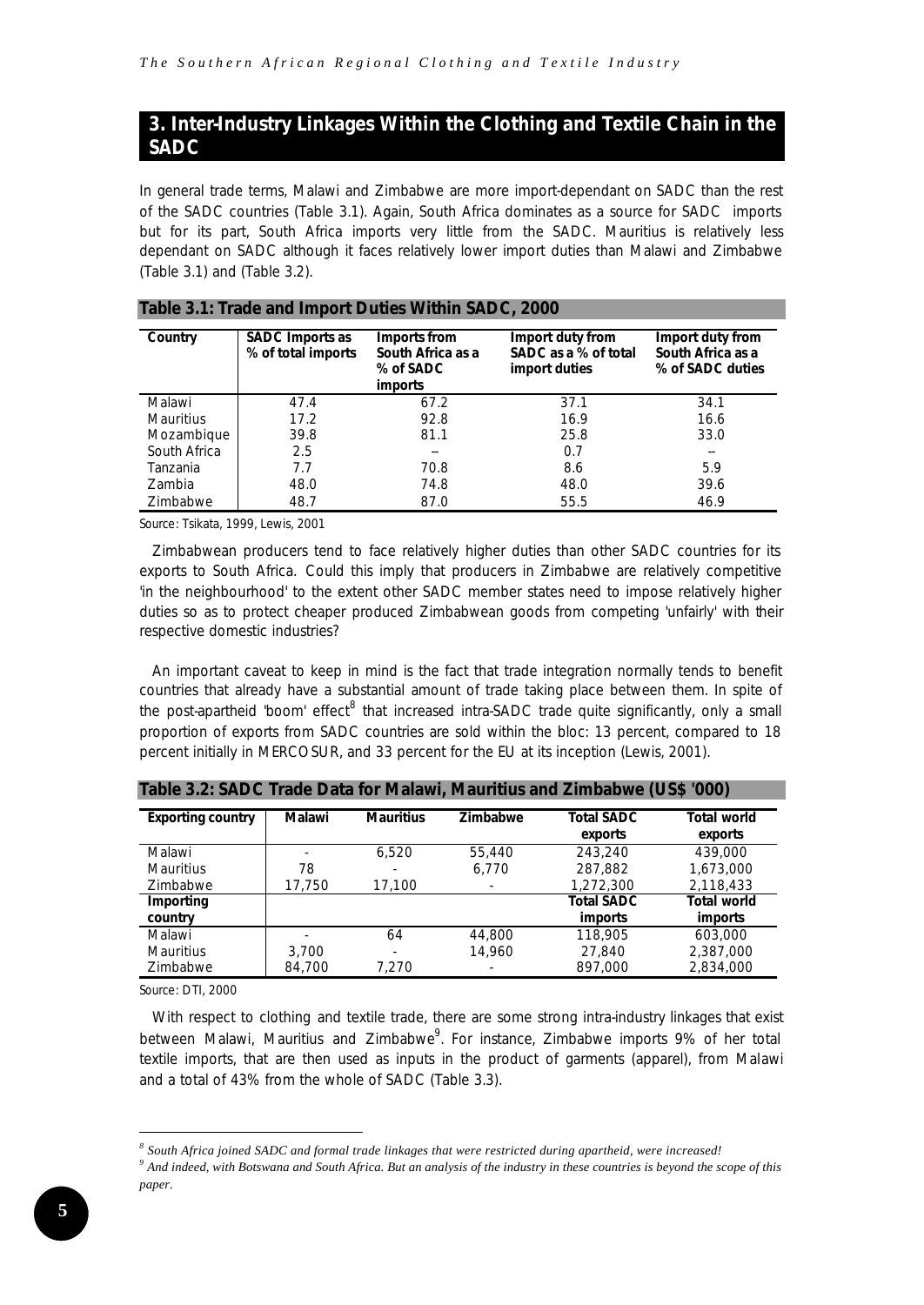## 3. Inter-Industry Linkages Within the Clothing and Textile Chain in the SADC

In general trade terms, Malawi and Zimbabwe are more import-dependant on SADC than the rest of the SADC countries (Table 3.1). Again, South Africa dominates as a source for SADC imports but for its part, South Africa imports very little from the SADC. Mauritius is relatively less dependant on SADC although it faces relatively lower import duties than Malawi and Zimbabwe (Table 3.1) and (Table 3.2).

**Table 3.1: Trade and Import Duties Within SADC, 2000**

| Country | SADC Imports as % of total imports | Imports from South Africa as a % of SADC imports | Import duty from SADC as a % of total import duties | Import duty from South Africa as a % of SADC duties |
|---|---|---|---|---|
| Malawi | 47.4 | 67.2 | 37.1 | 34.1 |
| Mauritius | 17.2 | 92.8 | 16.9 | 16.6 |
| Mozambique | 39.8 | 81.1 | 25.8 | 33.0 |
| South Africa | 2.5 | -- | 0.7 | -- |
| Tanzania | 7.7 | 70.8 | 8.6 | 5.9 |
| Zambia | 48.0 | 74.8 | 48.0 | 39.6 |
| Zimbabwe | 48.7 | 87.0 | 55.5 | 46.9 |

Source: Tsikata, 1999, Lewis, 2001

Zimbabwean producers tend to face relatively higher duties than other SADC countries for its exports to South Africa. Could this imply that producers in Zimbabwe are relatively competitive 'in the neighbourhood' to the extent other SADC member states need to impose relatively higher duties so as to protect cheaper produced Zimbabwean goods from competing 'unfairly' with their respective domestic industries?

An important caveat to keep in mind is the fact that trade integration normally tends to benefit countries that already have a substantial amount of trade taking place between them. In spite of the post-apartheid 'boom' effect[8] that increased intra-SADC trade quite significantly, only a small proportion of exports from SADC countries are sold within the bloc: 13 percent, compared to 18 percent initially in MERCOSUR, and 33 percent for the EU at its inception (Lewis, 2001).

**Table 3.2: SADC Trade Data for Malawi, Mauritius and Zimbabwe (US$ '000)**

| Exporting country | Malawi | Mauritius | Zimbabwe | Total SADC exports | Total world exports |
|---|---|---|---|---|---|
| Malawi | - | 6,520 | 55,440 | 243,240 | 439,000 |
| Mauritius | 78 | - | 6,770 | 287,882 | 1,673,000 |
| Zimbabwe | 17,750 | 17,100 | - | 1,272,300 | 2,118,433 |
| **Importing country** | | | | **Total SADC imports** | **Total world imports** |
| Malawi | - | 64 | 44,800 | 118,905 | 603,000 |
| Mauritius | 3,700 | - | 14,960 | 27,840 | 2,387,000 |
| Zimbabwe | 84,700 | 7,270 | - | 897,000 | 2,834,000 |

Source: DTI, 2000

With respect to clothing and textile trade, there are some strong intra-industry linkages that exist between Malawi, Mauritius and Zimbabwe[9]. For instance, Zimbabwe imports 9% of her total textile imports, that are then used as inputs in the product of garments (apparel), from Malawi and a total of 43% from the whole of SADC (Table 3.3).

---

[8] *South Africa joined SADC and formal trade linkages that were restricted during apartheid, were increased!*

[9] *And indeed, with Botswana and South Africa. But an analysis of the industry in these countries is beyond the scope of this paper.*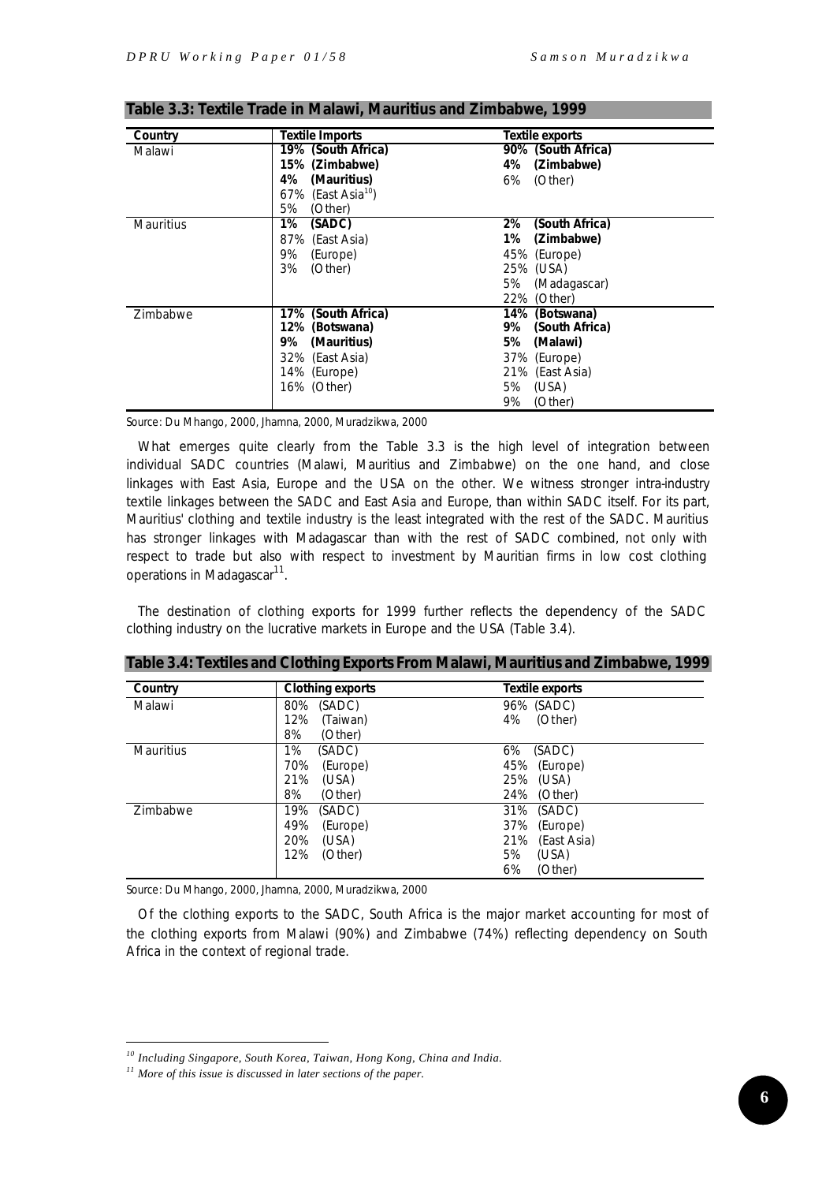**Table 3.3: Textile Trade in Malawi, Mauritius and Zimbabwe, 1999**

| Country | Textile Imports | Textile exports |
|---|---|---|
| Malawi | **19% (South Africa)**<br>**15% (Zimbabwe)**<br>**4% (Mauritius)**<br>67% (East Asia[10])<br>5% (Other) | **90% (South Africa)**<br>**4% (Zimbabwe)**<br>6% (Other) |
| Mauritius | **1% (SADC)**<br>87% (East Asia)<br>9% (Europe)<br>3% (Other) | **2% (South Africa)**<br>**1% (Zimbabwe)**<br>45% (Europe)<br>25% (USA)<br>5% (Madagascar)<br>22% (Other) |
| Zimbabwe | **17% (South Africa)**<br>**12% (Botswana)**<br>**9% (Mauritius)**<br>32% (East Asia)<br>14% (Europe)<br>16% (Other) | **14% (Botswana)**<br>**9% (South Africa)**<br>**5% (Malawi)**<br>37% (Europe)<br>21% (East Asia)<br>5% (USA)<br>9% (Other) |

Source: Du Mhango, 2000, Jhamna, 2000, Muradzikwa, 2000

What emerges quite clearly from the Table 3.3 is the high level of integration between individual SADC countries (Malawi, Mauritius and Zimbabwe) on the one hand, and close linkages with East Asia, Europe and the USA on the other. We witness stronger intra-industry textile linkages between the SADC and East Asia and Europe, than within SADC itself. For its part, Mauritius' clothing and textile industry is the least integrated with the rest of the SADC. Mauritius has stronger linkages with Madagascar than with the rest of SADC combined, not only with respect to trade but also with respect to investment by Mauritian firms in low cost clothing operations in Madagascar[11].

The destination of clothing exports for 1999 further reflects the dependency of the SADC clothing industry on the lucrative markets in Europe and the USA (Table 3.4).

**Table 3.4: Textiles and Clothing Exports From Malawi, Mauritius and Zimbabwe, 1999**

| Country | Clothing exports | Textile exports |
|---|---|---|
| Malawi | 80% (SADC)<br>12% (Taiwan)<br>8% (Other) | 96% (SADC)<br>4% (Other) |
| Mauritius | 1% (SADC)<br>70% (Europe)<br>21% (USA)<br>8% (Other) | 6% (SADC)<br>45% (Europe)<br>25% (USA)<br>24% (Other) |
| Zimbabwe | 19% (SADC)<br>49% (Europe)<br>20% (USA)<br>12% (Other) | 31% (SADC)<br>37% (Europe)<br>21% (East Asia)<br>5% (USA)<br>6% (Other) |

Source: Du Mhango, 2000, Jhamna, 2000, Muradzikwa, 2000

Of the clothing exports to the SADC, South Africa is the major market accounting for most of the clothing exports from Malawi (90%) and Zimbabwe (74%) reflecting dependency on South Africa in the context of regional trade.

---

[10] *Including Singapore, South Korea, Taiwan, Hong Kong, China and India.*

[11] *More of this issue is discussed in later sections of the paper.*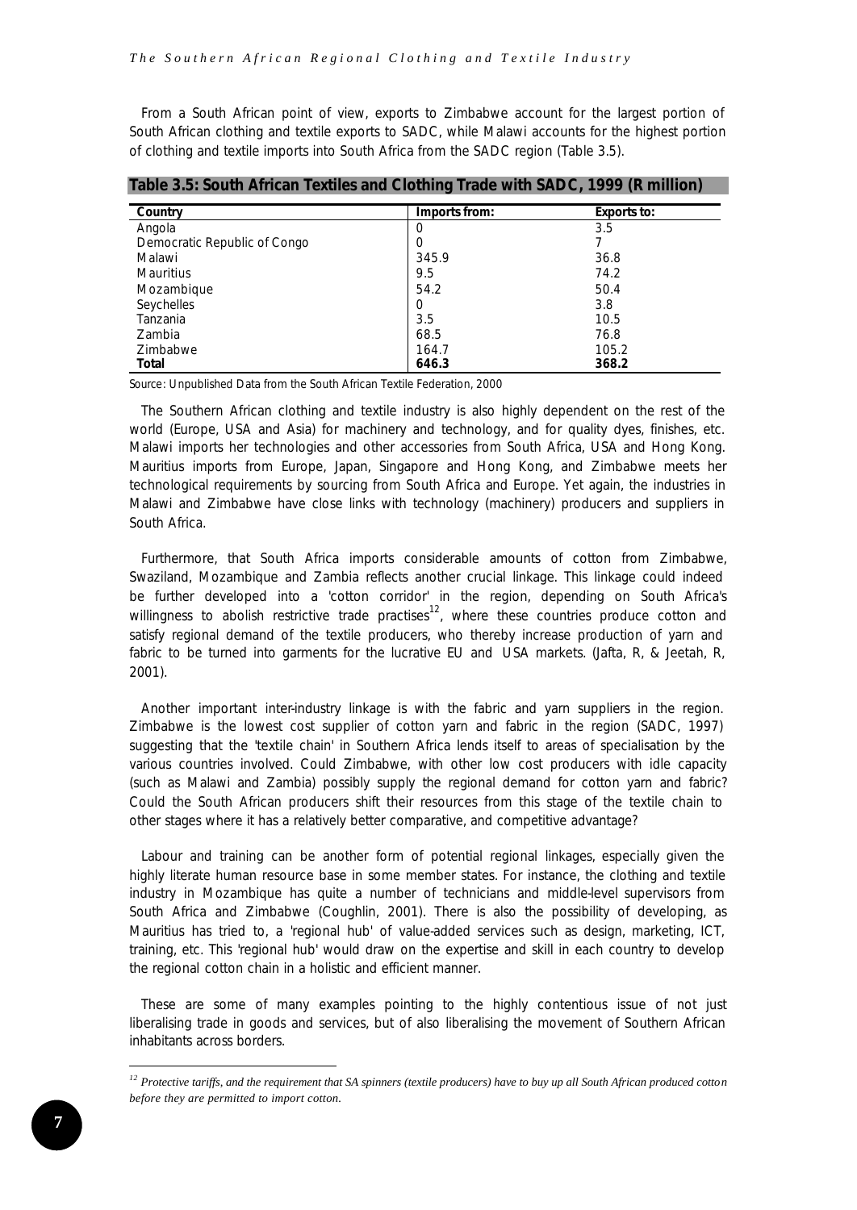From a South African point of view, exports to Zimbabwe account for the largest portion of South African clothing and textile exports to SADC, while Malawi accounts for the highest portion of clothing and textile imports into South Africa from the SADC region (Table 3.5).

**Table 3.5: South African Textiles and Clothing Trade with SADC, 1999 (R million)**

| Country | Imports from: | Exports to: |
|---|---|---|
| Angola | 0 | 3.5 |
| Democratic Republic of Congo | 0 | 7 |
| Malawi | 345.9 | 36.8 |
| Mauritius | 9.5 | 74.2 |
| Mozambique | 54.2 | 50.4 |
| Seychelles | 0 | 3.8 |
| Tanzania | 3.5 | 10.5 |
| Zambia | 68.5 | 76.8 |
| Zimbabwe | 164.7 | 105.2 |
| **Total** | **646.3** | **368.2** |

Source: Unpublished Data from the South African Textile Federation, 2000

The Southern African clothing and textile industry is also highly dependent on the rest of the world (Europe, USA and Asia) for machinery and technology, and for quality dyes, finishes, etc. Malawi imports her technologies and other accessories from South Africa, USA and Hong Kong. Mauritius imports from Europe, Japan, Singapore and Hong Kong, and Zimbabwe meets her technological requirements by sourcing from South Africa and Europe. Yet again, the industries in Malawi and Zimbabwe have close links with technology (machinery) producers and suppliers in South Africa.

Furthermore, that South Africa imports considerable amounts of cotton from Zimbabwe, Swaziland, Mozambique and Zambia reflects another crucial linkage. This linkage could indeed be further developed into a 'cotton corridor' in the region, depending on South Africa's willingness to abolish restrictive trade practises[12], where these countries produce cotton and satisfy regional demand of the textile producers, who thereby increase production of yarn and fabric to be turned into garments for the lucrative EU and USA markets. (Jafta, R, & Jeetah, R, 2001).

Another important inter-industry linkage is with the fabric and yarn suppliers in the region. Zimbabwe is the lowest cost supplier of cotton yarn and fabric in the region (SADC, 1997) suggesting that the 'textile chain' in Southern Africa lends itself to areas of specialisation by the various countries involved. Could Zimbabwe, with other low cost producers with idle capacity (such as Malawi and Zambia) possibly supply the regional demand for cotton yarn and fabric? Could the South African producers shift their resources from this stage of the textile chain to other stages where it has a relatively better comparative, and competitive advantage?

Labour and training can be another form of potential regional linkages, especially given the highly literate human resource base in some member states. For instance, the clothing and textile industry in Mozambique has quite a number of technicians and middle-level supervisors from South Africa and Zimbabwe (Coughlin, 2001). There is also the possibility of developing, as Mauritius has tried to, a 'regional hub' of value-added services such as design, marketing, ICT, training, etc. This 'regional hub' would draw on the expertise and skill in each country to develop the regional cotton chain in a holistic and efficient manner.

These are some of many examples pointing to the highly contentious issue of not just liberalising trade in goods and services, but of also liberalising the movement of Southern African inhabitants across borders.

---

[12] *Protective tariffs, and the requirement that SA spinners (textile producers) have to buy up all South African produced cotton before they are permitted to import cotton.*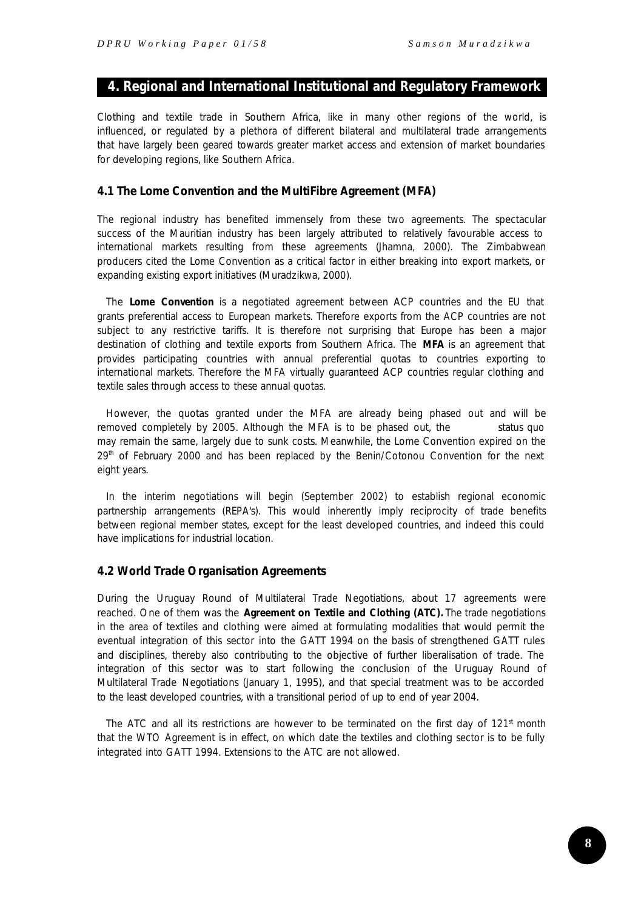## 4. Regional and International Institutional and Regulatory Framework

Clothing and textile trade in Southern Africa, like in many other regions of the world, is influenced, or regulated by a plethora of different bilateral and multilateral trade arrangements that have largely been geared towards greater market access and extension of market boundaries for developing regions, like Southern Africa.

### 4.1 The Lome Convention and the MultiFibre Agreement (MFA)

The regional industry has benefited immensely from these two agreements. The spectacular success of the Mauritian industry has been largely attributed to relatively favourable access to international markets resulting from these agreements (Jhamna, 2000). The Zimbabwean producers cited the Lome Convention as a critical factor in either breaking into export markets, or expanding existing export initiatives (Muradzikwa, 2000).

The **Lome Convention** is a negotiated agreement between ACP countries and the EU that grants preferential access to European markets. Therefore exports from the ACP countries are not subject to any restrictive tariffs. It is therefore not surprising that Europe has been a major destination of clothing and textile exports from Southern Africa. The **MFA** is an agreement that provides participating countries with annual preferential quotas to countries exporting to international markets. Therefore the MFA virtually guaranteed ACP countries regular clothing and textile sales through access to these annual quotas.

However, the quotas granted under the MFA are already being phased out and will be removed completely by 2005. Although the MFA is to be phased out, the status quo may remain the same, largely due to sunk costs. Meanwhile, the Lome Convention expired on the 29th of February 2000 and has been replaced by the Benin/Cotonou Convention for the next eight years.

In the interim negotiations will begin (September 2002) to establish regional economic partnership arrangements (REPA's). This would inherently imply reciprocity of trade benefits between regional member states, except for the least developed countries, and indeed this could have implications for industrial location.

### 4.2 World Trade Organisation Agreements

During the Uruguay Round of Multilateral Trade Negotiations, about 17 agreements were reached. One of them was the **Agreement on Textile and Clothing (ATC).** The trade negotiations in the area of textiles and clothing were aimed at formulating modalities that would permit the eventual integration of this sector into the GATT 1994 on the basis of strengthened GATT rules and disciplines, thereby also contributing to the objective of further liberalisation of trade. The integration of this sector was to start following the conclusion of the Uruguay Round of Multilateral Trade Negotiations (January 1, 1995), and that special treatment was to be accorded to the least developed countries, with a transitional period of up to end of year 2004.

The ATC and all its restrictions are however to be terminated on the first day of 121st month that the WTO Agreement is in effect, on which date the textiles and clothing sector is to be fully integrated into GATT 1994. Extensions to the ATC are not allowed.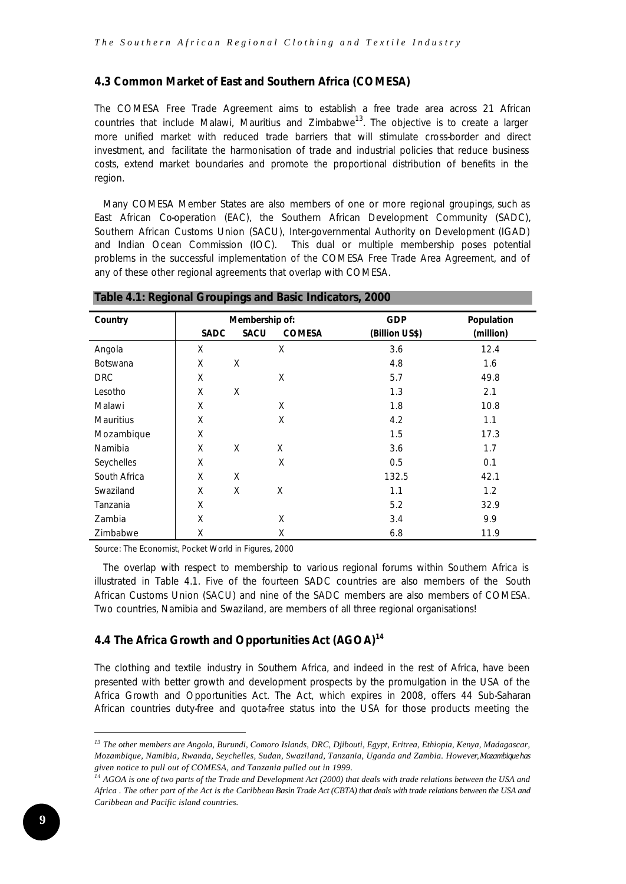### 4.3 Common Market of East and Southern Africa (COMESA)

The COMESA Free Trade Agreement aims to establish a free trade area across 21 African countries that include Malawi, Mauritius and Zimbabwe[13]. The objective is to create a larger more unified market with reduced trade barriers that will stimulate cross-border and direct investment, and facilitate the harmonisation of trade and industrial policies that reduce business costs, extend market boundaries and promote the proportional distribution of benefits in the region.

Many COMESA Member States are also members of one or more regional groupings, such as East African Co-operation (EAC), the Southern African Development Community (SADC), Southern African Customs Union (SACU), Inter-governmental Authority on Development (IGAD) and Indian Ocean Commission (IOC). This dual or multiple membership poses potential problems in the successful implementation of the COMESA Free Trade Area Agreement, and of any of these other regional agreements that overlap with COMESA.

**Table 4.1: Regional Groupings and Basic Indicators, 2000**

| Country | Membership of: | | | GDP | Population |
|---|---|---|---|---|---|
| | SADC | SACU | COMESA | (Billion US$) | (million) |
| Angola | X | | X | 3.6 | 12.4 |
| Botswana | X | X | | 4.8 | 1.6 |
| DRC | X | | X | 5.7 | 49.8 |
| Lesotho | X | X | | 1.3 | 2.1 |
| Malawi | X | | X | 1.8 | 10.8 |
| Mauritius | X | | X | 4.2 | 1.1 |
| Mozambique | X | | | 1.5 | 17.3 |
| Namibia | X | X | X | 3.6 | 1.7 |
| Seychelles | X | | X | 0.5 | 0.1 |
| South Africa | X | X | | 132.5 | 42.1 |
| Swaziland | X | X | X | 1.1 | 1.2 |
| Tanzania | X | | | 5.2 | 32.9 |
| Zambia | X | | X | 3.4 | 9.9 |
| Zimbabwe | X | | X | 6.8 | 11.9 |

Source: The Economist, Pocket World in Figures, 2000

The overlap with respect to membership to various regional forums within Southern Africa is illustrated in Table 4.1. Five of the fourteen SADC countries are also members of the South African Customs Union (SACU) and nine of the SADC members are also members of COMESA. Two countries, Namibia and Swaziland, are members of all three regional organisations!

### 4.4 The Africa Growth and Opportunities Act (AGOA)[14]

The clothing and textile industry in Southern Africa, and indeed in the rest of Africa, have been presented with better growth and development prospects by the promulgation in the USA of the Africa Growth and Opportunities Act. The Act, which expires in 2008, offers 44 Sub-Saharan African countries duty-free and quota-free status into the USA for those products meeting the

---

*[13] The other members are Angola, Burundi, Comoro Islands, DRC, Djibouti, Egypt, Eritrea, Ethiopia, Kenya, Madagascar, Mozambique, Namibia, Rwanda, Seychelles, Sudan, Swaziland, Tanzania, Uganda and Zambia. However, Mozambique has given notice to pull out of COMESA, and Tanzania pulled out in 1999.*

*[14] AGOA is one of two parts of the Trade and Development Act (2000) that deals with trade relations between the USA and Africa . The other part of the Act is the Caribbean Basin Trade Act (CBTA) that deals with trade relations between the USA and Caribbean and Pacific island countries.*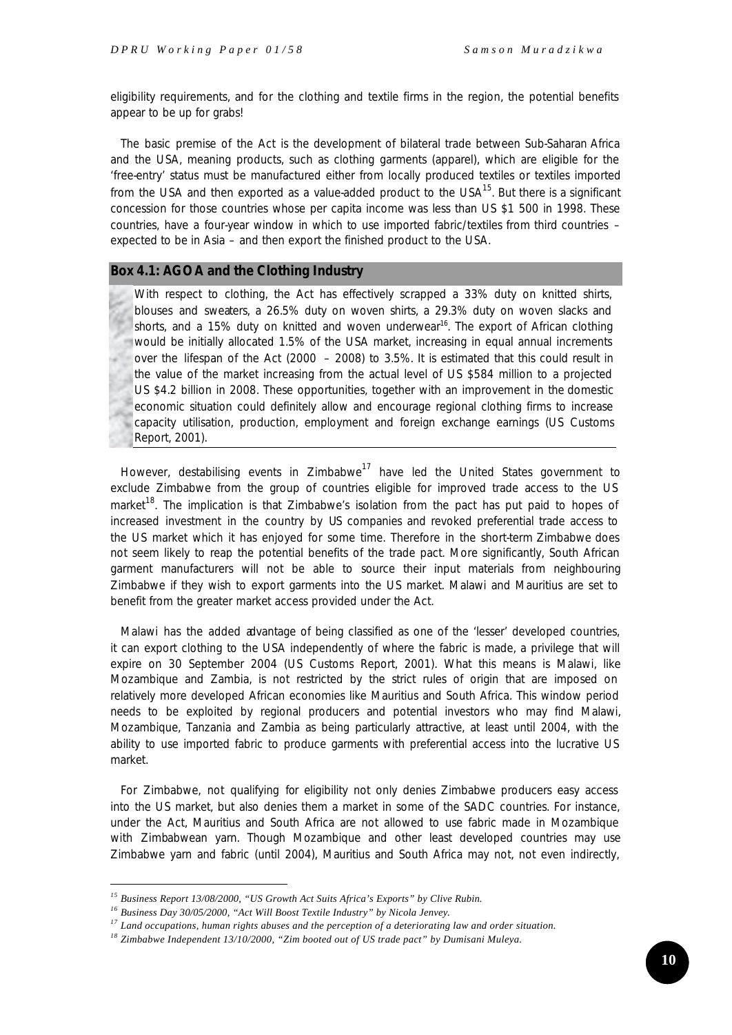eligibility requirements, and for the clothing and textile firms in the region, the potential benefits appear to be up for grabs!

The basic premise of the Act is the development of bilateral trade between Sub-Saharan Africa and the USA, meaning products, such as clothing garments (apparel), which are eligible for the 'free-entry' status must be manufactured either from locally produced textiles or textiles imported from the USA and then exported as a value-added product to the USA[15]. But there is a significant concession for those countries whose per capita income was less than US $1 500 in 1998. These countries, have a four-year window in which to use imported fabric/textiles from third countries – expected to be in Asia – and then export the finished product to the USA.

### Box 4.1: AGOA and the Clothing Industry

With respect to clothing, the Act has effectively scrapped a 33% duty on knitted shirts, blouses and sweaters, a 26.5% duty on woven shirts, a 29.3% duty on woven slacks and shorts, and a 15% duty on knitted and woven underwear[16]. The export of African clothing would be initially allocated 1.5% of the USA market, increasing in equal annual increments over the lifespan of the Act (2000 – 2008) to 3.5%. It is estimated that this could result in the value of the market increasing from the actual level of US $584 million to a projected US $4.2 billion in 2008. These opportunities, together with an improvement in the domestic economic situation could definitely allow and encourage regional clothing firms to increase capacity utilisation, production, employment and foreign exchange earnings (US Customs Report, 2001).

However, destabilising events in Zimbabwe[17] have led the United States government to exclude Zimbabwe from the group of countries eligible for improved trade access to the US market[18]. The implication is that Zimbabwe's isolation from the pact has put paid to hopes of increased investment in the country by US companies and revoked preferential trade access to the US market which it has enjoyed for some time. Therefore in the short-term Zimbabwe does not seem likely to reap the potential benefits of the trade pact. More significantly, South African garment manufacturers will not be able to source their input materials from neighbouring Zimbabwe if they wish to export garments into the US market. Malawi and Mauritius are set to benefit from the greater market access provided under the Act.

Malawi has the added advantage of being classified as one of the 'lesser' developed countries, it can export clothing to the USA independently of where the fabric is made, a privilege that will expire on 30 September 2004 (US Customs Report, 2001). What this means is Malawi, like Mozambique and Zambia, is not restricted by the strict rules of origin that are imposed on relatively more developed African economies like Mauritius and South Africa. This window period needs to be exploited by regional producers and potential investors who may find Malawi, Mozambique, Tanzania and Zambia as being particularly attractive, at least until 2004, with the ability to use imported fabric to produce garments with preferential access into the lucrative US market.

For Zimbabwe, not qualifying for eligibility not only denies Zimbabwe producers easy access into the US market, but also denies them a market in some of the SADC countries. For instance, under the Act, Mauritius and South Africa are not allowed to use fabric made in Mozambique with Zimbabwean yarn. Though Mozambique and other least developed countries may use Zimbabwe yarn and fabric (until 2004), Mauritius and South Africa may not, not even indirectly,

---

[15] *Business Report 13/08/2000, "US Growth Act Suits Africa's Exports" by Clive Rubin.*

[16] *Business Day 30/05/2000, "Act Will Boost Textile Industry" by Nicola Jenvey.*

[17] *Land occupations, human rights abuses and the perception of a deteriorating law and order situation.*

[18] *Zimbabwe Independent 13/10/2000, "Zim booted out of US trade pact" by Dumisani Muleya.*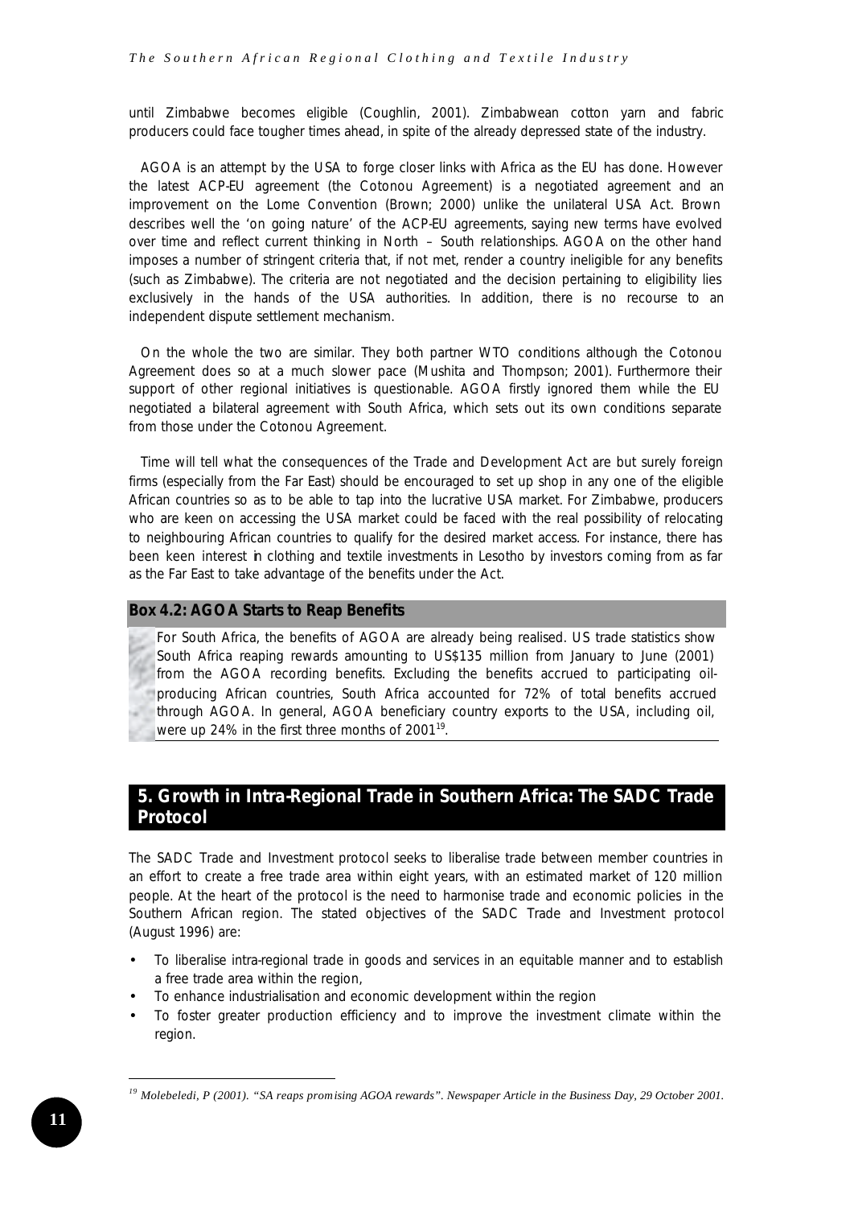until Zimbabwe becomes eligible (Coughlin, 2001). Zimbabwean cotton yarn and fabric producers could face tougher times ahead, in spite of the already depressed state of the industry.

AGOA is an attempt by the USA to forge closer links with Africa as the EU has done. However the latest ACP-EU agreement (the Cotonou Agreement) is a negotiated agreement and an improvement on the Lome Convention (Brown; 2000) unlike the unilateral USA Act. Brown describes well the 'on going nature' of the ACP-EU agreements, saying new terms have evolved over time and reflect current thinking in North – South relationships. AGOA on the other hand imposes a number of stringent criteria that, if not met, render a country ineligible for any benefits (such as Zimbabwe). The criteria are not negotiated and the decision pertaining to eligibility lies exclusively in the hands of the USA authorities. In addition, there is no recourse to an independent dispute settlement mechanism.

On the whole the two are similar. They both partner WTO conditions although the Cotonou Agreement does so at a much slower pace (Mushita and Thompson; 2001). Furthermore their support of other regional initiatives is questionable. AGOA firstly ignored them while the EU negotiated a bilateral agreement with South Africa, which sets out its own conditions separate from those under the Cotonou Agreement.

Time will tell what the consequences of the Trade and Development Act are but surely foreign firms (especially from the Far East) should be encouraged to set up shop in any one of the eligible African countries so as to be able to tap into the lucrative USA market. For Zimbabwe, producers who are keen on accessing the USA market could be faced with the real possibility of relocating to neighbouring African countries to qualify for the desired market access. For instance, there has been keen interest in clothing and textile investments in Lesotho by investors coming from as far as the Far East to take advantage of the benefits under the Act.

**Box 4.2: AGOA Starts to Reap Benefits**

For South Africa, the benefits of AGOA are already being realised. US trade statistics show South Africa reaping rewards amounting to US$135 million from January to June (2001) from the AGOA recording benefits. Excluding the benefits accrued to participating oil-producing African countries, South Africa accounted for 72% of total benefits accrued through AGOA. In general, AGOA beneficiary country exports to the USA, including oil, were up 24% in the first three months of 2001[19].

## 5. Growth in Intra-Regional Trade in Southern Africa: The SADC Trade Protocol

The SADC Trade and Investment protocol seeks to liberalise trade between member countries in an effort to create a free trade area within eight years, with an estimated market of 120 million people. At the heart of the protocol is the need to harmonise trade and economic policies in the Southern African region. The stated objectives of the SADC Trade and Investment protocol (August 1996) are:

- To liberalise intra-regional trade in goods and services in an equitable manner and to establish a free trade area within the region,
- To enhance industrialisation and economic development within the region
- To foster greater production efficiency and to improve the investment climate within the region.

[19] *Molebeledi, P (2001). "SA reaps promising AGOA rewards". Newspaper Article in the Business Day, 29 October 2001.*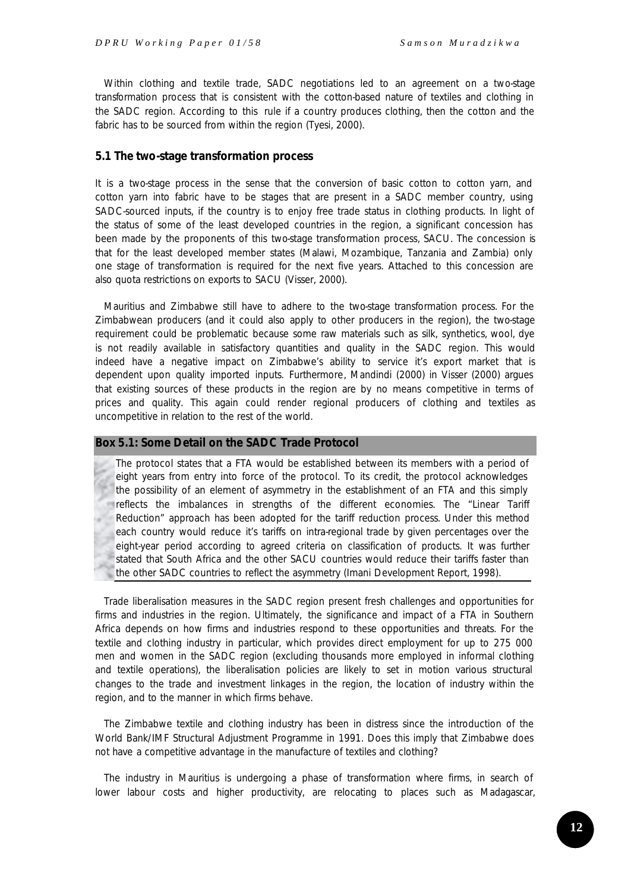Within clothing and textile trade, SADC negotiations led to an agreement on a two-stage transformation process that is consistent with the cotton-based nature of textiles and clothing in the SADC region. According to this rule if a country produces clothing, then the cotton and the fabric has to be sourced from within the region (Tyesi, 2000).

### 5.1 The two-stage transformation process

It is a two-stage process in the sense that the conversion of basic cotton to cotton yarn, and cotton yarn into fabric have to be stages that are present in a SADC member country, using SADC-sourced inputs, if the country is to enjoy free trade status in clothing products. In light of the status of some of the least developed countries in the region, a significant concession has been made by the proponents of this two-stage transformation process, SACU. The concession is that for the least developed member states (Malawi, Mozambique, Tanzania and Zambia) only one stage of transformation is required for the next five years. Attached to this concession are also quota restrictions on exports to SACU (Visser, 2000).

Mauritius and Zimbabwe still have to adhere to the two-stage transformation process. For the Zimbabwean producers (and it could also apply to other producers in the region), the two-stage requirement could be problematic because some raw materials such as silk, synthetics, wool, dye is not readily available in satisfactory quantities and quality in the SADC region. This would indeed have a negative impact on Zimbabwe's ability to service it's export market that is dependent upon quality imported inputs. Furthermore, Mandindi (2000) in Visser (2000) argues that existing sources of these products in the region are by no means competitive in terms of prices and quality. This again could render regional producers of clothing and textiles as uncompetitive in relation to the rest of the world.

**Box 5.1: Some Detail on the SADC Trade Protocol**

The protocol states that a FTA would be established between its members with a period of eight years from entry into force of the protocol. To its credit, the protocol acknowledges the possibility of an element of asymmetry in the establishment of an FTA and this simply reflects the imbalances in strengths of the different economies. The "Linear Tariff Reduction" approach has been adopted for the tariff reduction process. Under this method each country would reduce it's tariffs on intra-regional trade by given percentages over the eight-year period according to agreed criteria on classification of products. It was further stated that South Africa and the other SACU countries would reduce their tariffs faster than the other SADC countries to reflect the asymmetry (Imani Development Report, 1998).

Trade liberalisation measures in the SADC region present fresh challenges and opportunities for firms and industries in the region. Ultimately, the significance and impact of a FTA in Southern Africa depends on how firms and industries respond to these opportunities and threats. For the textile and clothing industry in particular, which provides direct employment for up to 275 000 men and women in the SADC region (excluding thousands more employed in informal clothing and textile operations), the liberalisation policies are likely to set in motion various structural changes to the trade and investment linkages in the region, the location of industry within the region, and to the manner in which firms behave.

The Zimbabwe textile and clothing industry has been in distress since the introduction of the World Bank/IMF Structural Adjustment Programme in 1991. Does this imply that Zimbabwe does not have a competitive advantage in the manufacture of textiles and clothing?

The industry in Mauritius is undergoing a phase of transformation where firms, in search of lower labour costs and higher productivity, are relocating to places such as Madagascar,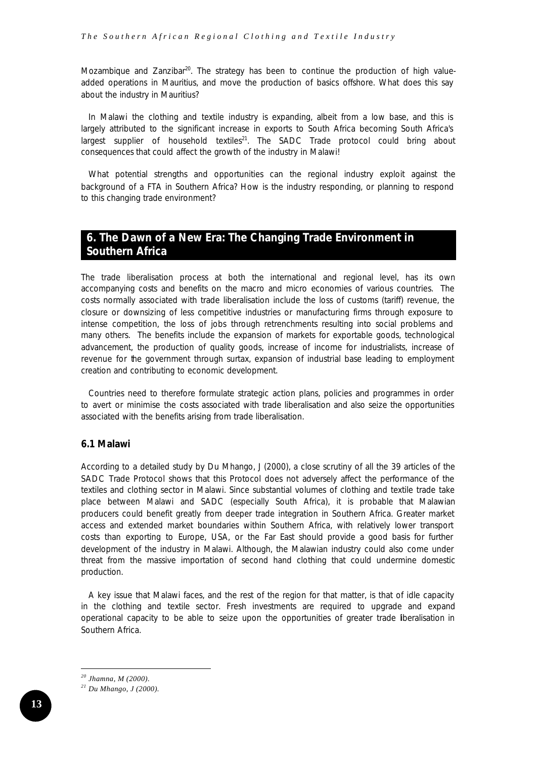Mozambique and Zanzibar[20]. The strategy has been to continue the production of high value-added operations in Mauritius, and move the production of basics offshore. What does this say about the industry in Mauritius?

In Malawi the clothing and textile industry is expanding, albeit from a low base, and this is largely attributed to the significant increase in exports to South Africa becoming South Africa's largest supplier of household textiles[21]. The SADC Trade protocol could bring about consequences that could affect the growth of the industry in Malawi!

What potential strengths and opportunities can the regional industry exploit against the background of a FTA in Southern Africa? How is the industry responding, or planning to respond to this changing trade environment?

## 6. The Dawn of a New Era: The Changing Trade Environment in Southern Africa

The trade liberalisation process at both the international and regional level, has its own accompanying costs and benefits on the macro and micro economies of various countries. The costs normally associated with trade liberalisation include the loss of customs (tariff) revenue, the closure or downsizing of less competitive industries or manufacturing firms through exposure to intense competition, the loss of jobs through retrenchments resulting into social problems and many others. The benefits include the expansion of markets for exportable goods, technological advancement, the production of quality goods, increase of income for industrialists, increase of revenue for the government through surtax, expansion of industrial base leading to employment creation and contributing to economic development.

Countries need to therefore formulate strategic action plans, policies and programmes in order to avert or minimise the costs associated with trade liberalisation and also seize the opportunities associated with the benefits arising from trade liberalisation.

### 6.1 Malawi

According to a detailed study by Du Mhango, J (2000), a close scrutiny of all the 39 articles of the SADC Trade Protocol shows that this Protocol does not adversely affect the performance of the textiles and clothing sector in Malawi. Since substantial volumes of clothing and textile trade take place between Malawi and SADC (especially South Africa), it is probable that Malawian producers could benefit greatly from deeper trade integration in Southern Africa. Greater market access and extended market boundaries within Southern Africa, with relatively lower transport costs than exporting to Europe, USA, or the Far East should provide a good basis for further development of the industry in Malawi. Although, the Malawian industry could also come under threat from the massive importation of second hand clothing that could undermine domestic production.

A key issue that Malawi faces, and the rest of the region for that matter, is that of idle capacity in the clothing and textile sector. Fresh investments are required to upgrade and expand operational capacity to be able to seize upon the opportunities of greater trade liberalisation in Southern Africa.

---

[20] *Jhamna, M (2000).*

[21] *Du Mhango, J (2000).*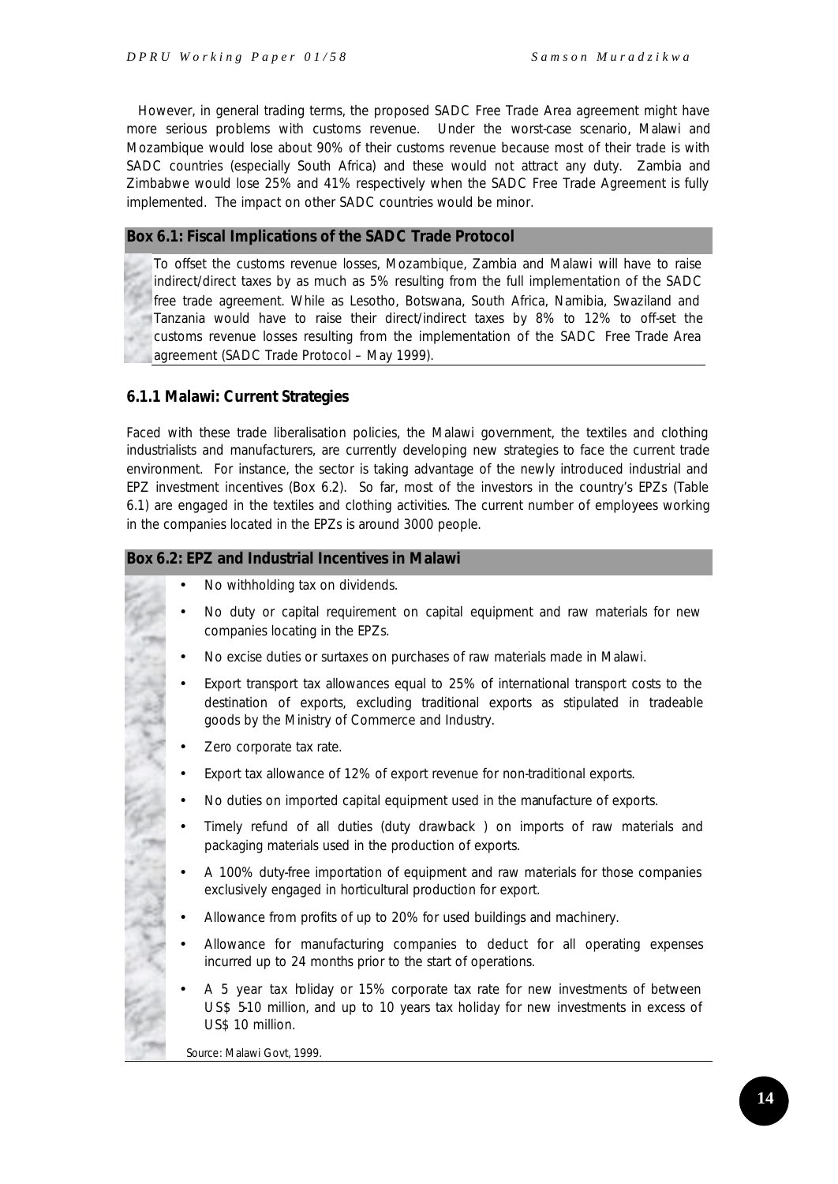However, in general trading terms, the proposed SADC Free Trade Area agreement might have more serious problems with customs revenue. Under the worst-case scenario, Malawi and Mozambique would lose about 90% of their customs revenue because most of their trade is with SADC countries (especially South Africa) and these would not attract any duty. Zambia and Zimbabwe would lose 25% and 41% respectively when the SADC Free Trade Agreement is fully implemented. The impact on other SADC countries would be minor.

**Box 6.1: Fiscal Implications of the SADC Trade Protocol**

To offset the customs revenue losses, Mozambique, Zambia and Malawi will have to raise indirect/direct taxes by as much as 5% resulting from the full implementation of the SADC free trade agreement. While as Lesotho, Botswana, South Africa, Namibia, Swaziland and Tanzania would have to raise their direct/indirect taxes by 8% to 12% to off-set the customs revenue losses resulting from the implementation of the SADC Free Trade Area agreement (SADC Trade Protocol – May 1999).

### 6.1.1 Malawi: Current Strategies

Faced with these trade liberalisation policies, the Malawi government, the textiles and clothing industrialists and manufacturers, are currently developing new strategies to face the current trade environment. For instance, the sector is taking advantage of the newly introduced industrial and EPZ investment incentives (Box 6.2). So far, most of the investors in the country's EPZs (Table 6.1) are engaged in the textiles and clothing activities. The current number of employees working in the companies located in the EPZs is around 3000 people.

**Box 6.2: EPZ and Industrial Incentives in Malawi**

- No withholding tax on dividends.
- No duty or capital requirement on capital equipment and raw materials for new companies locating in the EPZs.
- No excise duties or surtaxes on purchases of raw materials made in Malawi.
- Export transport tax allowances equal to 25% of international transport costs to the destination of exports, excluding traditional exports as stipulated in tradeable goods by the Ministry of Commerce and Industry.
- Zero corporate tax rate.
- Export tax allowance of 12% of export revenue for non-traditional exports.
- No duties on imported capital equipment used in the manufacture of exports.
- Timely refund of all duties (duty drawback ) on imports of raw materials and packaging materials used in the production of exports.
- A 100% duty-free importation of equipment and raw materials for those companies exclusively engaged in horticultural production for export.
- Allowance from profits of up to 20% for used buildings and machinery.
- Allowance for manufacturing companies to deduct for all operating expenses incurred up to 24 months prior to the start of operations.
- A 5 year tax holiday or 15% corporate tax rate for new investments of between US$ 5-10 million, and up to 10 years tax holiday for new investments in excess of US$ 10 million.

Source: Malawi Govt, 1999.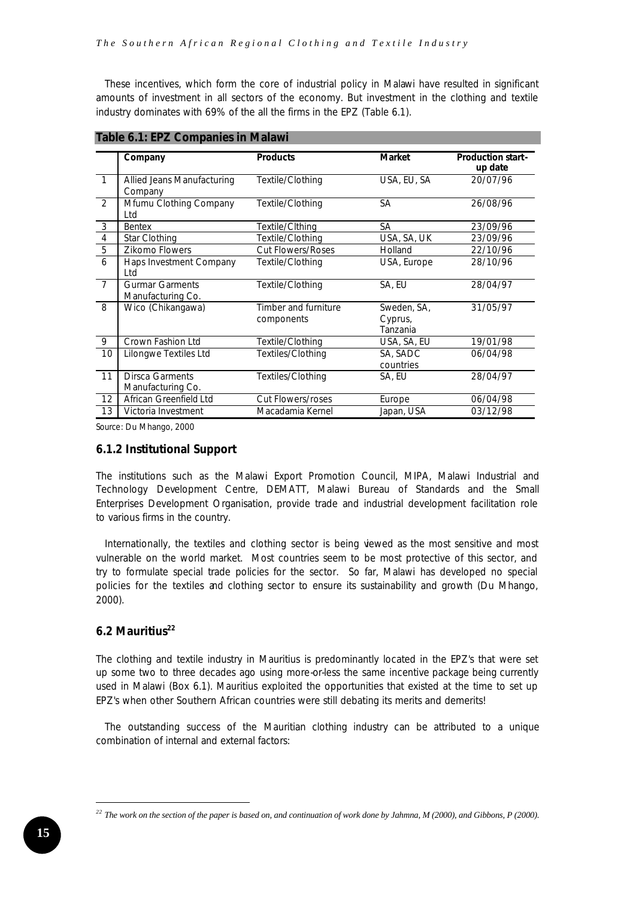These incentives, which form the core of industrial policy in Malawi have resulted in significant amounts of investment in all sectors of the economy. But investment in the clothing and textile industry dominates with 69% of the all the firms in the EPZ (Table 6.1).

**Table 6.1: EPZ Companies in Malawi**

| | Company | Products | Market | Production start-up date |
|---|---|---|---|---|
| 1 | Allied Jeans Manufacturing Company | Textile/Clothing | USA, EU, SA | 20/07/96 |
| 2 | Mfumu Clothing Company Ltd | Textile/Clothing | SA | 26/08/96 |
| 3 | Bentex | Textile/Clthing | SA | 23/09/96 |
| 4 | Star Clothing | Textile/Clothing | USA, SA, UK | 23/09/96 |
| 5 | Zikomo Flowers | Cut Flowers/Roses | Holland | 22/10/96 |
| 6 | Haps Investment Company Ltd | Textile/Clothing | USA, Europe | 28/10/96 |
| 7 | Gurmar Garments Manufacturing Co. | Textile/Clothing | SA, EU | 28/04/97 |
| 8 | Wico (Chikangawa) | Timber and furniture components | Sweden, SA, Cyprus, Tanzania | 31/05/97 |
| 9 | Crown Fashion Ltd | Textile/Clothing | USA, SA, EU | 19/01/98 |
| 10 | Lilongwe Textiles Ltd | Textiles/Clothing | SA, SADC countries | 06/04/98 |
| 11 | Dirsca Garments Manufacturing Co. | Textiles/Clothing | SA, EU | 28/04/97 |
| 12 | African Greenfield Ltd | Cut Flowers/roses | Europe | 06/04/98 |
| 13 | Victoria Investment | Macadamia Kernel | Japan, USA | 03/12/98 |

Source: Du Mhango, 2000

### 6.1.2 Institutional Support

The institutions such as the Malawi Export Promotion Council, MIPA, Malawi Industrial and Technology Development Centre, DEMATT, Malawi Bureau of Standards and the Small Enterprises Development Organisation, provide trade and industrial development facilitation role to various firms in the country.

Internationally, the textiles and clothing sector is being viewed as the most sensitive and most vulnerable on the world market. Most countries seem to be most protective of this sector, and try to formulate special trade policies for the sector. So far, Malawi has developed no special policies for the textiles and clothing sector to ensure its sustainability and growth (Du Mhango, 2000).

## 6.2 Mauritius[22]

The clothing and textile industry in Mauritius is predominantly located in the EPZ's that were set up some two to three decades ago using more-or-less the same incentive package being currently used in Malawi (Box 6.1). Mauritius exploited the opportunities that existed at the time to set up EPZ's when other Southern African countries were still debating its merits and demerits!

The outstanding success of the Mauritian clothing industry can be attributed to a unique combination of internal and external factors:

[22] *The work on the section of the paper is based on, and continuation of work done by Jahmna, M (2000), and Gibbons, P (2000).*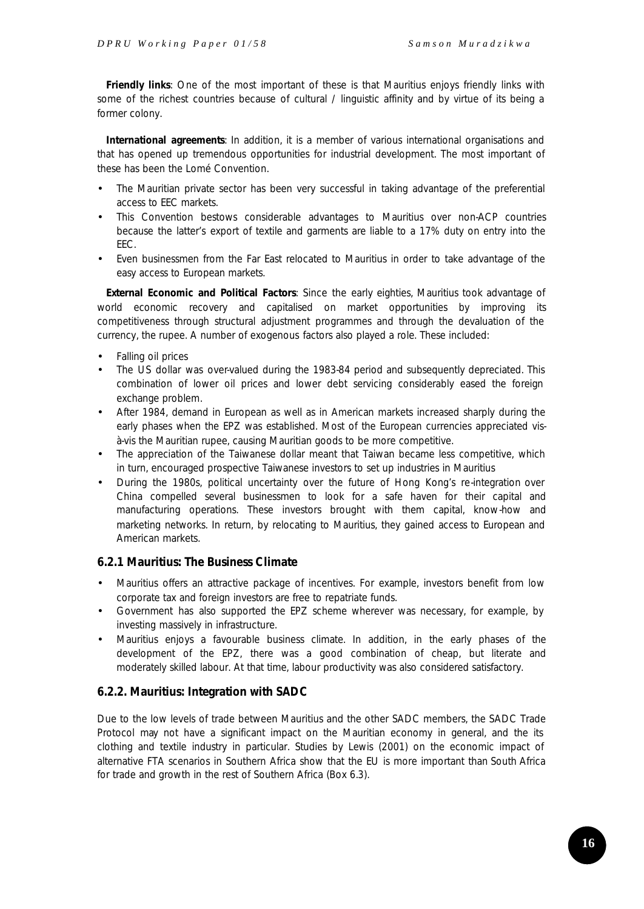**Friendly links**: One of the most important of these is that Mauritius enjoys friendly links with some of the richest countries because of cultural / linguistic affinity and by virtue of its being a former colony.

**International agreements**: In addition, it is a member of various international organisations and that has opened up tremendous opportunities for industrial development. The most important of these has been the Lomé Convention.

- The Mauritian private sector has been very successful in taking advantage of the preferential access to EEC markets.
- This Convention bestows considerable advantages to Mauritius over non-ACP countries because the latter's export of textile and garments are liable to a 17% duty on entry into the EEC.
- Even businessmen from the Far East relocated to Mauritius in order to take advantage of the easy access to European markets.

**External Economic and Political Factors**: Since the early eighties, Mauritius took advantage of world economic recovery and capitalised on market opportunities by improving its competitiveness through structural adjustment programmes and through the devaluation of the currency, the rupee. A number of exogenous factors also played a role. These included:

- Falling oil prices
- The US dollar was over-valued during the 1983-84 period and subsequently depreciated. This combination of lower oil prices and lower debt servicing considerably eased the foreign exchange problem.
- After 1984, demand in European as well as in American markets increased sharply during the early phases when the EPZ was established. Most of the European currencies appreciated vis-à-vis the Mauritian rupee, causing Mauritian goods to be more competitive.
- The appreciation of the Taiwanese dollar meant that Taiwan became less competitive, which in turn, encouraged prospective Taiwanese investors to set up industries in Mauritius
- During the 1980s, political uncertainty over the future of Hong Kong's re-integration over China compelled several businessmen to look for a safe haven for their capital and manufacturing operations. These investors brought with them capital, know-how and marketing networks. In return, by relocating to Mauritius, they gained access to European and American markets.

### 6.2.1 Mauritius: The Business Climate

- Mauritius offers an attractive package of incentives. For example, investors benefit from low corporate tax and foreign investors are free to repatriate funds.
- Government has also supported the EPZ scheme wherever was necessary, for example, by investing massively in infrastructure.
- Mauritius enjoys a favourable business climate. In addition, in the early phases of the development of the EPZ, there was a good combination of cheap, but literate and moderately skilled labour. At that time, labour productivity was also considered satisfactory.

### 6.2.2. Mauritius: Integration with SADC

Due to the low levels of trade between Mauritius and the other SADC members, the SADC Trade Protocol may not have a significant impact on the Mauritian economy in general, and the its clothing and textile industry in particular. Studies by Lewis (2001) on the economic impact of alternative FTA scenarios in Southern Africa show that the EU is more important than South Africa for trade and growth in the rest of Southern Africa (Box 6.3).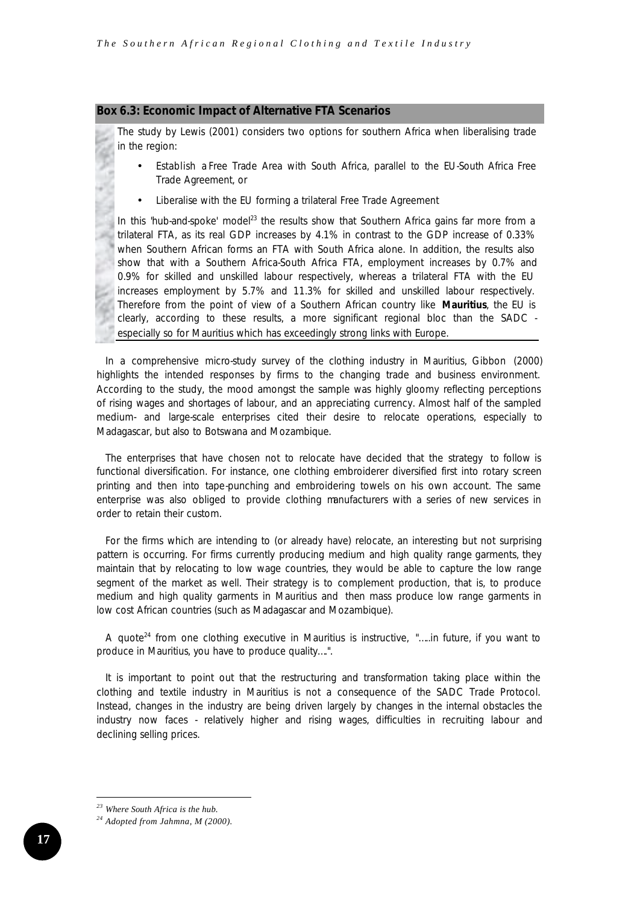**Box 6.3: Economic Impact of Alternative FTA Scenarios**

The study by Lewis (2001) considers two options for southern Africa when liberalising trade in the region:

- Establish a Free Trade Area with South Africa, parallel to the EU-South Africa Free Trade Agreement, or
- Liberalise with the EU forming a trilateral Free Trade Agreement

In this 'hub-and-spoke' model[23] the results show that Southern Africa gains far more from a trilateral FTA, as its real GDP increases by 4.1% in contrast to the GDP increase of 0.33% when Southern African forms an FTA with South Africa alone. In addition, the results also show that with a Southern Africa-South Africa FTA, employment increases by 0.7% and 0.9% for skilled and unskilled labour respectively, whereas a trilateral FTA with the EU increases employment by 5.7% and 11.3% for skilled and unskilled labour respectively. Therefore from the point of view of a Southern African country like **Mauritius**, the EU is clearly, according to these results, a more significant regional bloc than the SADC - especially so for Mauritius which has exceedingly strong links with Europe.

In a comprehensive micro-study survey of the clothing industry in Mauritius, Gibbon (2000) highlights the intended responses by firms to the changing trade and business environment. According to the study, the mood amongst the sample was highly gloomy reflecting perceptions of rising wages and shortages of labour, and an appreciating currency. Almost half of the sampled medium- and large-scale enterprises cited their desire to relocate operations, especially to Madagascar, but also to Botswana and Mozambique.

The enterprises that have chosen not to relocate have decided that the strategy to follow is functional diversification. For instance, one clothing embroiderer diversified first into rotary screen printing and then into tape-punching and embroidering towels on his own account. The same enterprise was also obliged to provide clothing manufacturers with a series of new services in order to retain their custom.

For the firms which are intending to (or already have) relocate, an interesting but not surprising pattern is occurring. For firms currently producing medium and high quality range garments, they maintain that by relocating to low wage countries, they would be able to capture the low range segment of the market as well. Their strategy is to complement production, that is, to produce medium and high quality garments in Mauritius and then mass produce low range garments in low cost African countries (such as Madagascar and Mozambique).

A quote[24] from one clothing executive in Mauritius is instructive, ".....in future, if you want to produce in Mauritius, you have to produce quality....".

It is important to point out that the restructuring and transformation taking place within the clothing and textile industry in Mauritius is not a consequence of the SADC Trade Protocol. Instead, changes in the industry are being driven largely by changes in the internal obstacles the industry now faces - relatively higher and rising wages, difficulties in recruiting labour and declining selling prices.

---

[23] *Where South Africa is the hub.*

[24] *Adopted from Jahmna, M (2000).*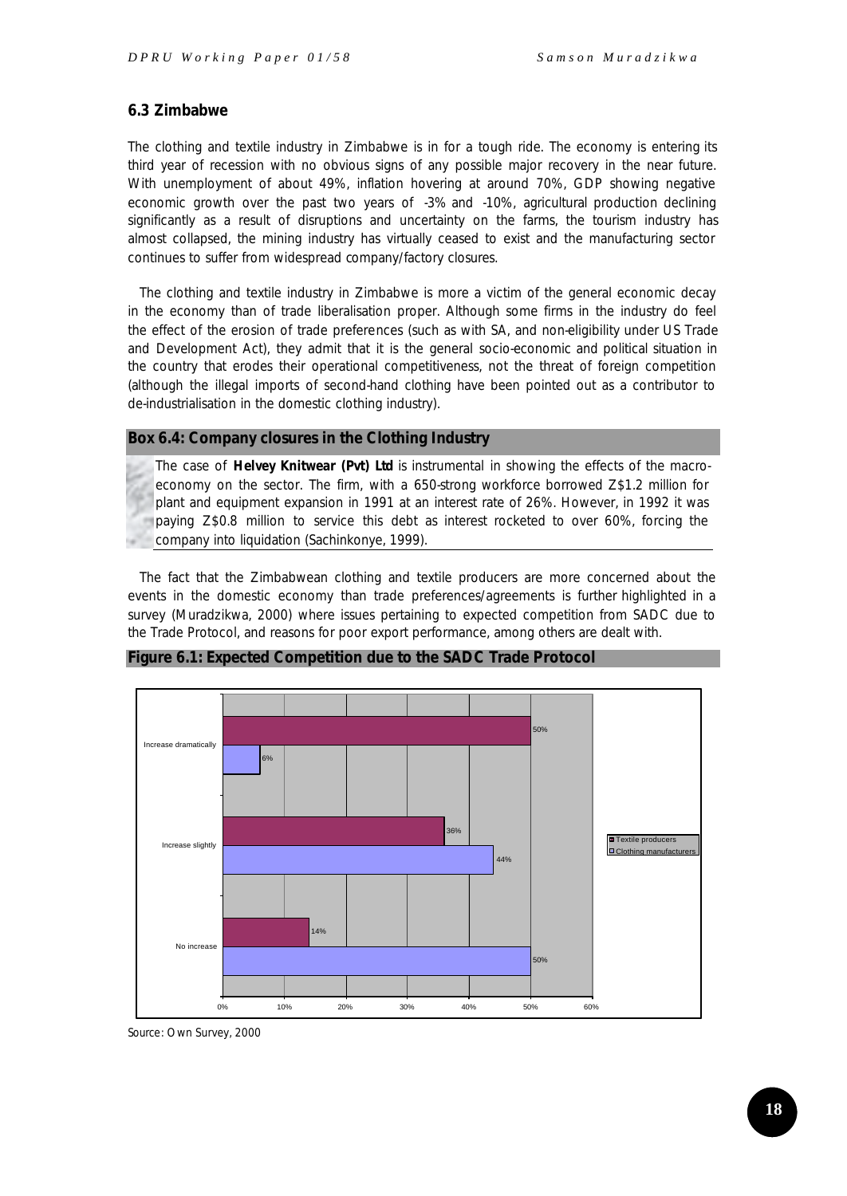### 6.3 Zimbabwe

The clothing and textile industry in Zimbabwe is in for a tough ride. The economy is entering its third year of recession with no obvious signs of any possible major recovery in the near future. With unemployment of about 49%, inflation hovering at around 70%, GDP showing negative economic growth over the past two years of -3% and -10%, agricultural production declining significantly as a result of disruptions and uncertainty on the farms, the tourism industry has almost collapsed, the mining industry has virtually ceased to exist and the manufacturing sector continues to suffer from widespread company/factory closures.

The clothing and textile industry in Zimbabwe is more a victim of the general economic decay in the economy than of trade liberalisation proper. Although some firms in the industry do feel the effect of the erosion of trade preferences (such as with SA, and non-eligibility under US Trade and Development Act), they admit that it is the general socio-economic and political situation in the country that erodes their operational competitiveness, not the threat of foreign competition (although the illegal imports of second-hand clothing have been pointed out as a contributor to de-industrialisation in the domestic clothing industry).

**Box 6.4: Company closures in the Clothing Industry**

The case of **Helvey Knitwear (Pvt) Ltd** is instrumental in showing the effects of the macro-economy on the sector. The firm, with a 650-strong workforce borrowed Z$1.2 million for plant and equipment expansion in 1991 at an interest rate of 26%. However, in 1992 it was paying Z$0.8 million to service this debt as interest rocketed to over 60%, forcing the company into liquidation (Sachinkonye, 1999).

The fact that the Zimbabwean clothing and textile producers are more concerned about the events in the domestic economy than trade preferences/agreements is further highlighted in a survey (Muradzikwa, 2000) where issues pertaining to expected competition from SADC due to the Trade Protocol, and reasons for poor export performance, among others are dealt with.

**Figure 6.1: Expected Competition due to the SADC Trade Protocol**

| | Textile producers | Clothing manufacturers |
|---|---|---|
| Increase dramatically | 50% | 6% |
| Increase slightly | 36% | 44% |
| No increase | 14% | 50% |

Source: Own Survey, 2000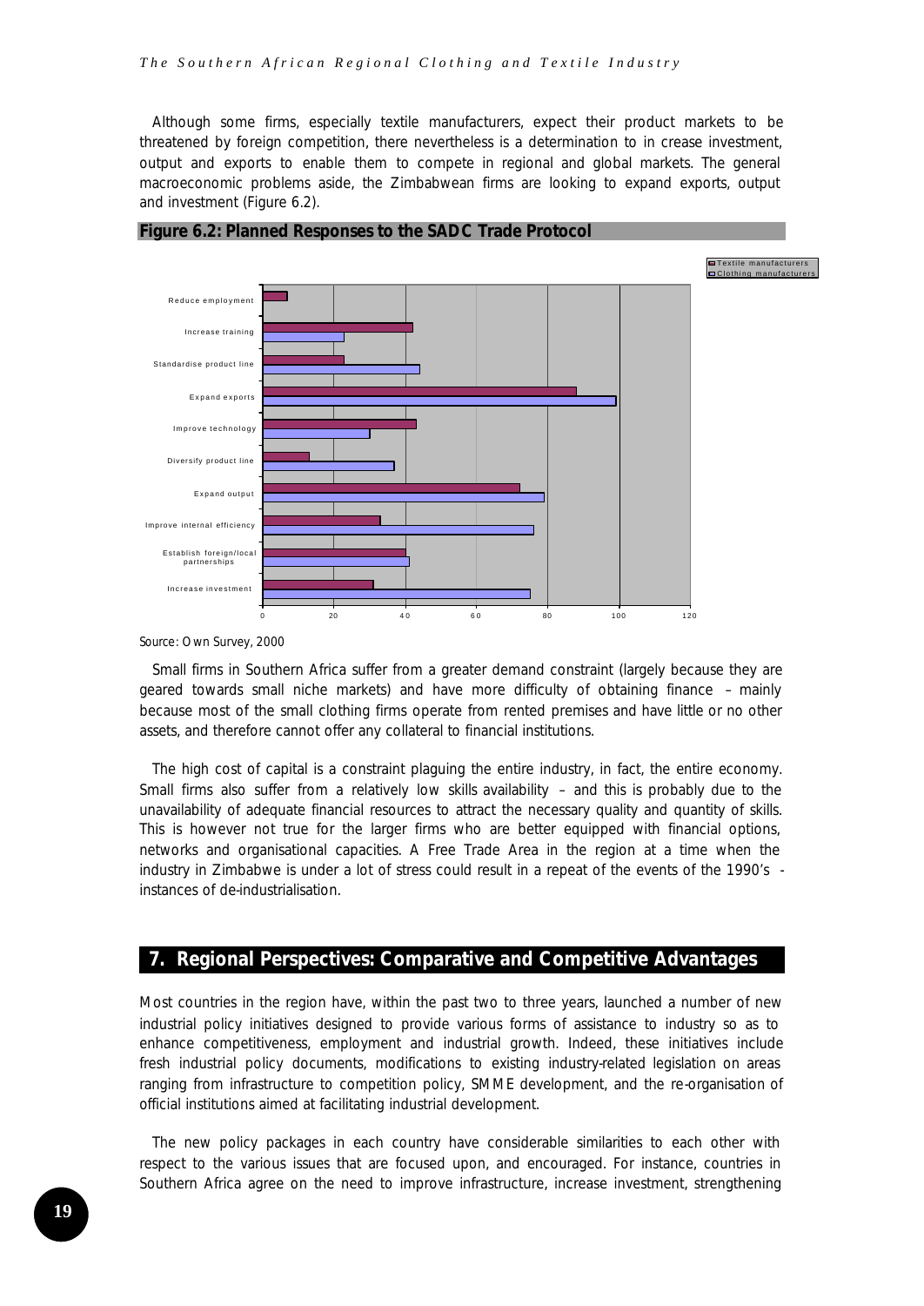Although some firms, especially textile manufacturers, expect their product markets to be threatened by foreign competition, there nevertheless is a determination to in crease investment, output and exports to enable them to compete in regional and global markets. The general macroeconomic problems aside, the Zimbabwean firms are looking to expand exports, output and investment (Figure 6.2).

**Figure 6.2: Planned Responses to the SADC Trade Protocol**

Source: Own Survey, 2000

Small firms in Southern Africa suffer from a greater demand constraint (largely because they are geared towards small niche markets) and have more difficulty of obtaining finance – mainly because most of the small clothing firms operate from rented premises and have little or no other assets, and therefore cannot offer any collateral to financial institutions.

The high cost of capital is a constraint plaguing the entire industry, in fact, the entire economy. Small firms also suffer from a relatively low skills availability – and this is probably due to the unavailability of adequate financial resources to attract the necessary quality and quantity of skills. This is however not true for the larger firms who are better equipped with financial options, networks and organisational capacities. A Free Trade Area in the region at a time when the industry in Zimbabwe is under a lot of stress could result in a repeat of the events of the 1990's - instances of de-industrialisation.

## 7. Regional Perspectives: Comparative and Competitive Advantages

Most countries in the region have, within the past two to three years, launched a number of new industrial policy initiatives designed to provide various forms of assistance to industry so as to enhance competitiveness, employment and industrial growth. Indeed, these initiatives include fresh industrial policy documents, modifications to existing industry-related legislation on areas ranging from infrastructure to competition policy, SMME development, and the re-organisation of official institutions aimed at facilitating industrial development.

The new policy packages in each country have considerable similarities to each other with respect to the various issues that are focused upon, and encouraged. For instance, countries in Southern Africa agree on the need to improve infrastructure, increase investment, strengthening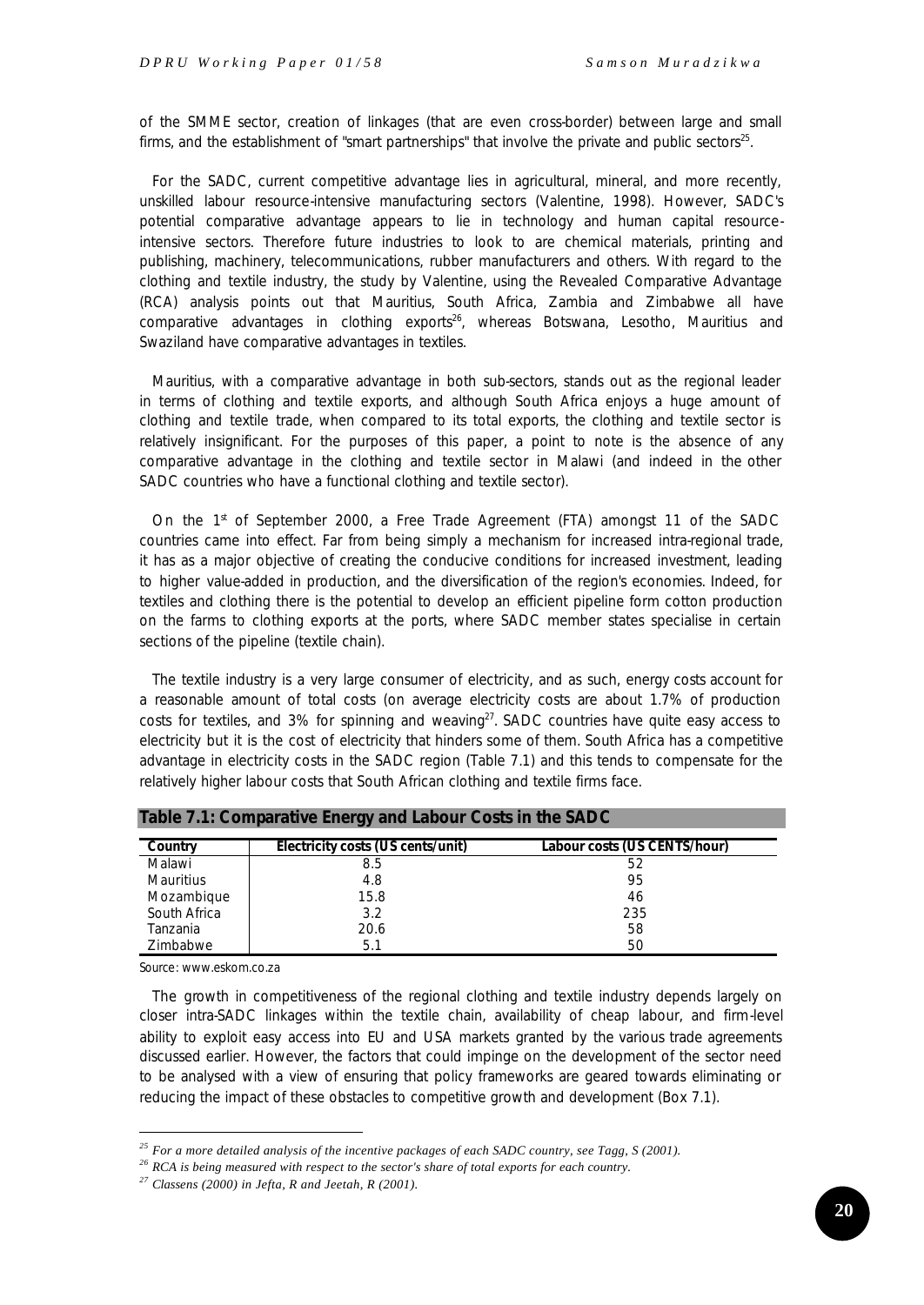of the SMME sector, creation of linkages (that are even cross-border) between large and small firms, and the establishment of "smart partnerships" that involve the private and public sectors[25].

For the SADC, current competitive advantage lies in agricultural, mineral, and more recently, unskilled labour resource-intensive manufacturing sectors (Valentine, 1998). However, SADC's potential comparative advantage appears to lie in technology and human capital resource-intensive sectors. Therefore future industries to look to are chemical materials, printing and publishing, machinery, telecommunications, rubber manufacturers and others. With regard to the clothing and textile industry, the study by Valentine, using the Revealed Comparative Advantage (RCA) analysis points out that Mauritius, South Africa, Zambia and Zimbabwe all have comparative advantages in clothing exports[26], whereas Botswana, Lesotho, Mauritius and Swaziland have comparative advantages in textiles.

Mauritius, with a comparative advantage in both sub-sectors, stands out as the regional leader in terms of clothing and textile exports, and although South Africa enjoys a huge amount of clothing and textile trade, when compared to its total exports, the clothing and textile sector is relatively insignificant. For the purposes of this paper, a point to note is the absence of any comparative advantage in the clothing and textile sector in Malawi (and indeed in the other SADC countries who have a functional clothing and textile sector).

On the 1st of September 2000, a Free Trade Agreement (FTA) amongst 11 of the SADC countries came into effect. Far from being simply a mechanism for increased intra-regional trade, it has as a major objective of creating the conducive conditions for increased investment, leading to higher value-added in production, and the diversification of the region's economies. Indeed, for textiles and clothing there is the potential to develop an efficient pipeline form cotton production on the farms to clothing exports at the ports, where SADC member states specialise in certain sections of the pipeline (textile chain).

The textile industry is a very large consumer of electricity, and as such, energy costs account for a reasonable amount of total costs (on average electricity costs are about 1.7% of production costs for textiles, and 3% for spinning and weaving[27]. SADC countries have quite easy access to electricity but it is the cost of electricity that hinders some of them. South Africa has a competitive advantage in electricity costs in the SADC region (Table 7.1) and this tends to compensate for the relatively higher labour costs that South African clothing and textile firms face.

**Table 7.1: Comparative Energy and Labour Costs in the SADC**

| Country | Electricity costs (US cents/unit) | Labour costs (US CENTS/hour) |
|---|---|---|
| Malawi | 8.5 | 52 |
| Mauritius | 4.8 | 95 |
| Mozambique | 15.8 | 46 |
| South Africa | 3.2 | 235 |
| Tanzania | 20.6 | 58 |
| Zimbabwe | 5.1 | 50 |

Source: www.eskom.co.za

The growth in competitiveness of the regional clothing and textile industry depends largely on closer intra-SADC linkages within the textile chain, availability of cheap labour, and firm-level ability to exploit easy access into EU and USA markets granted by the various trade agreements discussed earlier. However, the factors that could impinge on the development of the sector need to be analysed with a view of ensuring that policy frameworks are geared towards eliminating or reducing the impact of these obstacles to competitive growth and development (Box 7.1).

---

[25] *For a more detailed analysis of the incentive packages of each SADC country, see Tagg, S (2001).*

[26] *RCA is being measured with respect to the sector's share of total exports for each country.*

[27] *Classens (2000) in Jefta, R and Jeetah, R (2001).*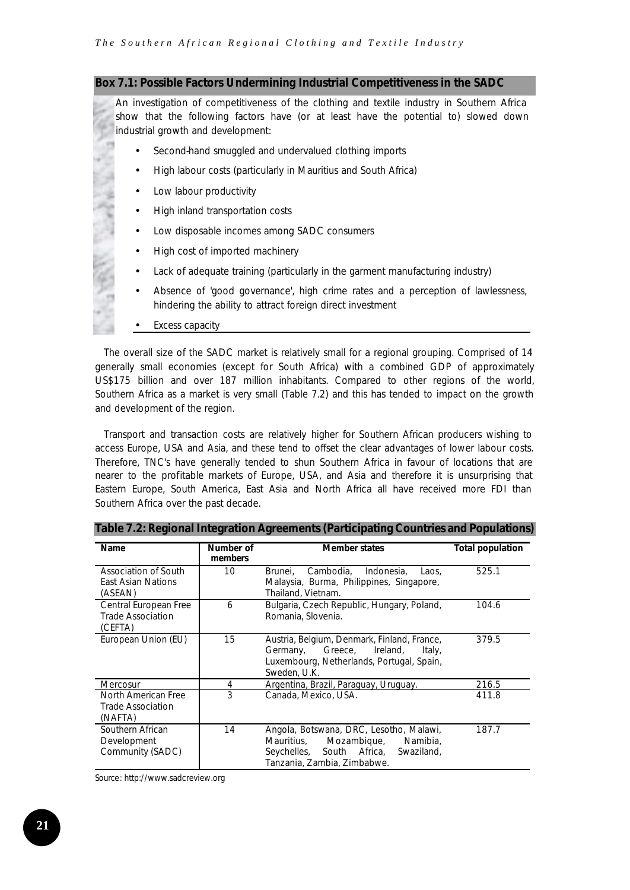### Box 7.1: Possible Factors Undermining Industrial Competitiveness in the SADC

An investigation of competitiveness of the clothing and textile industry in Southern Africa show that the following factors have (or at least have the potential to) slowed down industrial growth and development:

- Second-hand smuggled and undervalued clothing imports
- High labour costs (particularly in Mauritius and South Africa)
- Low labour productivity
- High inland transportation costs
- Low disposable incomes among SADC consumers
- High cost of imported machinery
- Lack of adequate training (particularly in the garment manufacturing industry)
- Absence of 'good governance', high crime rates and a perception of lawlessness, hindering the ability to attract foreign direct investment
- Excess capacity

The overall size of the SADC market is relatively small for a regional grouping. Comprised of 14 generally small economies (except for South Africa) with a combined GDP of approximately US$175 billion and over 187 million inhabitants. Compared to other regions of the world, Southern Africa as a market is very small (Table 7.2) and this has tended to impact on the growth and development of the region.

Transport and transaction costs are relatively higher for Southern African producers wishing to access Europe, USA and Asia, and these tend to offset the clear advantages of lower labour costs. Therefore, TNC's have generally tended to shun Southern Africa in favour of locations that are nearer to the profitable markets of Europe, USA, and Asia and therefore it is unsurprising that Eastern Europe, South America, East Asia and North Africa all have received more FDI than Southern Africa over the past decade.

**Table 7.2: Regional Integration Agreements (Participating Countries and Populations)**

| Name | Number of members | Member states | Total population |
|---|---|---|---|
| Association of South East Asian Nations (ASEAN) | 10 | Brunei, Cambodia, Indonesia, Laos, Malaysia, Burma, Philippines, Singapore, Thailand, Vietnam. | 525.1 |
| Central European Free Trade Association (CEFTA) | 6 | Bulgaria, Czech Republic, Hungary, Poland, Romania, Slovenia. | 104.6 |
| European Union (EU) | 15 | Austria, Belgium, Denmark, Finland, France, Germany, Greece, Ireland, Italy, Luxembourg, Netherlands, Portugal, Spain, Sweden, U.K. | 379.5 |
| Mercosur | 4 | Argentina, Brazil, Paraguay, Uruguay. | 216.5 |
| North American Free Trade Association (NAFTA) | 3 | Canada, Mexico, USA. | 411.8 |
| Southern African Development Community (SADC) | 14 | Angola, Botswana, DRC, Lesotho, Malawi, Mauritius, Mozambique, Namibia, Seychelles, South Africa, Swaziland, Tanzania, Zambia, Zimbabwe. | 187.7 |

Source: http://www.sadcreview.org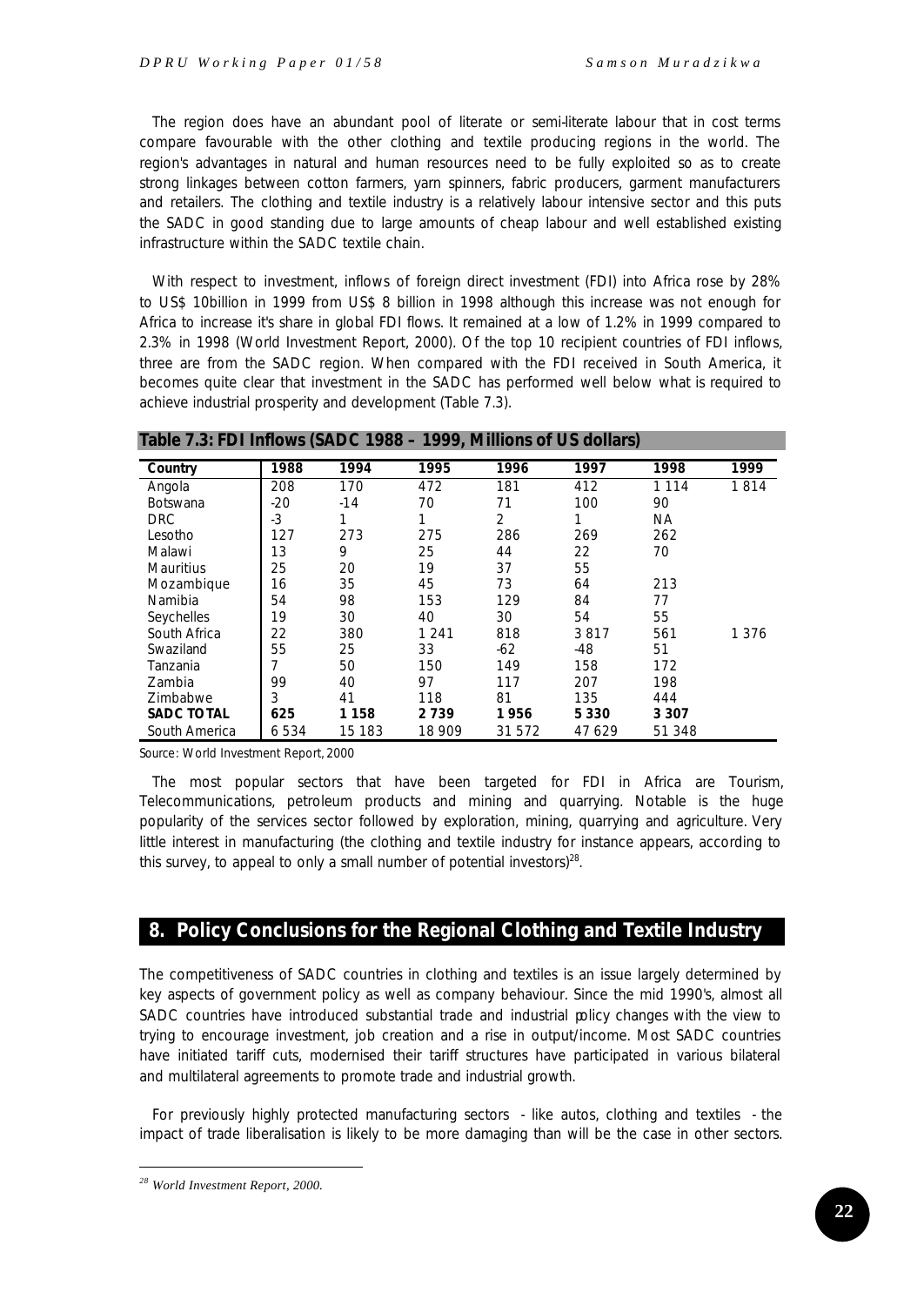The region does have an abundant pool of literate or semi-literate labour that in cost terms compare favourable with the other clothing and textile producing regions in the world. The region's advantages in natural and human resources need to be fully exploited so as to create strong linkages between cotton farmers, yarn spinners, fabric producers, garment manufacturers and retailers. The clothing and textile industry is a relatively labour intensive sector and this puts the SADC in good standing due to large amounts of cheap labour and well established existing infrastructure within the SADC textile chain.

With respect to investment, inflows of foreign direct investment (FDI) into Africa rose by 28% to US$ 10billion in 1999 from US$ 8 billion in 1998 although this increase was not enough for Africa to increase it's share in global FDI flows. It remained at a low of 1.2% in 1999 compared to 2.3% in 1998 (World Investment Report, 2000). Of the top 10 recipient countries of FDI inflows, three are from the SADC region. When compared with the FDI received in South America, it becomes quite clear that investment in the SADC has performed well below what is required to achieve industrial prosperity and development (Table 7.3).

**Table 7.3: FDI Inflows (SADC 1988 – 1999, Millions of US dollars)**

| Country | 1988 | 1994 | 1995 | 1996 | 1997 | 1998 | 1999 |
|---|---|---|---|---|---|---|---|
| Angola | 208 | 170 | 472 | 181 | 412 | 1 114 | 1 814 |
| Botswana | -20 | -14 | 70 | 71 | 100 | 90 | |
| DRC | -3 | 1 | 1 | 2 | 1 | NA | |
| Lesotho | 127 | 273 | 275 | 286 | 269 | 262 | |
| Malawi | 13 | 9 | 25 | 44 | 22 | 70 | |
| Mauritius | 25 | 20 | 19 | 37 | 55 | | |
| Mozambique | 16 | 35 | 45 | 73 | 64 | 213 | |
| Namibia | 54 | 98 | 153 | 129 | 84 | 77 | |
| Seychelles | 19 | 30 | 40 | 30 | 54 | 55 | |
| South Africa | 22 | 380 | 1 241 | 818 | 3 817 | 561 | 1 376 |
| Swaziland | 55 | 25 | 33 | -62 | -48 | 51 | |
| Tanzania | 7 | 50 | 150 | 149 | 158 | 172 | |
| Zambia | 99 | 40 | 97 | 117 | 207 | 198 | |
| Zimbabwe | 3 | 41 | 118 | 81 | 135 | 444 | |
| **SADC TOTAL** | **625** | **1 158** | **2 739** | **1 956** | **5 330** | **3 307** | |
| South America | 6 534 | 15 183 | 18 909 | 31 572 | 47 629 | 51 348 | |

Source: World Investment Report, 2000

The most popular sectors that have been targeted for FDI in Africa are Tourism, Telecommunications, petroleum products and mining and quarrying. Notable is the huge popularity of the services sector followed by exploration, mining, quarrying and agriculture. Very little interest in manufacturing (the clothing and textile industry for instance appears, according to this survey, to appeal to only a small number of potential investors)[28].

## 8. Policy Conclusions for the Regional Clothing and Textile Industry

The competitiveness of SADC countries in clothing and textiles is an issue largely determined by key aspects of government policy as well as company behaviour. Since the mid 1990's, almost all SADC countries have introduced substantial trade and industrial policy changes with the view to trying to encourage investment, job creation and a rise in output/income. Most SADC countries have initiated tariff cuts, modernised their tariff structures have participated in various bilateral and multilateral agreements to promote trade and industrial growth.

For previously highly protected manufacturing sectors - like autos, clothing and textiles - the impact of trade liberalisation is likely to be more damaging than will be the case in other sectors.

[28] *World Investment Report, 2000.*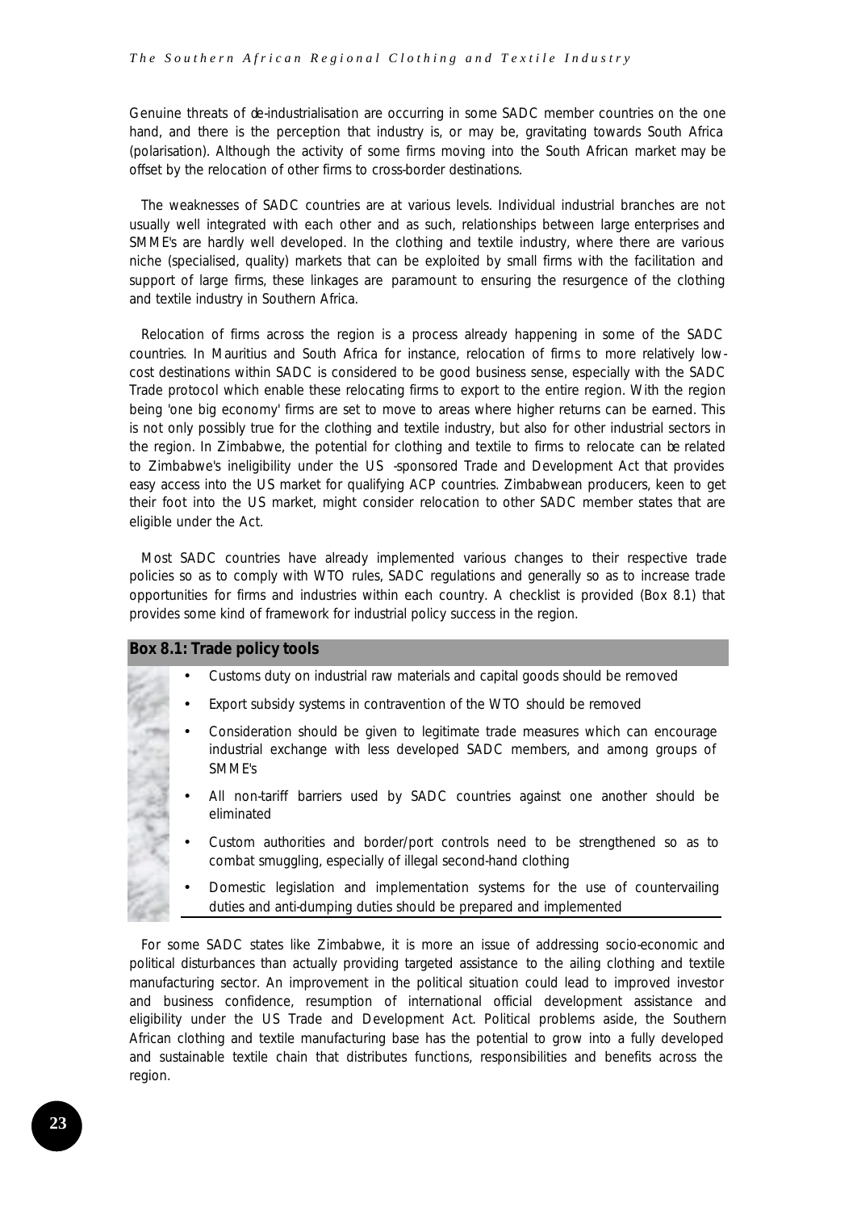Genuine threats of de-industrialisation are occurring in some SADC member countries on the one hand, and there is the perception that industry is, or may be, gravitating towards South Africa (polarisation). Although the activity of some firms moving into the South African market may be offset by the relocation of other firms to cross-border destinations.

The weaknesses of SADC countries are at various levels. Individual industrial branches are not usually well integrated with each other and as such, relationships between large enterprises and SMME's are hardly well developed. In the clothing and textile industry, where there are various niche (specialised, quality) markets that can be exploited by small firms with the facilitation and support of large firms, these linkages are paramount to ensuring the resurgence of the clothing and textile industry in Southern Africa.

Relocation of firms across the region is a process already happening in some of the SADC countries. In Mauritius and South Africa for instance, relocation of firms to more relatively low-cost destinations within SADC is considered to be good business sense, especially with the SADC Trade protocol which enable these relocating firms to export to the entire region. With the region being 'one big economy' firms are set to move to areas where higher returns can be earned. This is not only possibly true for the clothing and textile industry, but also for other industrial sectors in the region. In Zimbabwe, the potential for clothing and textile to firms to relocate can be related to Zimbabwe's ineligibility under the US -sponsored Trade and Development Act that provides easy access into the US market for qualifying ACP countries. Zimbabwean producers, keen to get their foot into the US market, might consider relocation to other SADC member states that are eligible under the Act.

Most SADC countries have already implemented various changes to their respective trade policies so as to comply with WTO rules, SADC regulations and generally so as to increase trade opportunities for firms and industries within each country. A checklist is provided (Box 8.1) that provides some kind of framework for industrial policy success in the region.

**Box 8.1: Trade policy tools**

- Customs duty on industrial raw materials and capital goods should be removed
- Export subsidy systems in contravention of the WTO should be removed
- Consideration should be given to legitimate trade measures which can encourage industrial exchange with less developed SADC members, and among groups of SMME's
- All non-tariff barriers used by SADC countries against one another should be eliminated
- Custom authorities and border/port controls need to be strengthened so as to combat smuggling, especially of illegal second-hand clothing
- Domestic legislation and implementation systems for the use of countervailing duties and anti-dumping duties should be prepared and implemented

For some SADC states like Zimbabwe, it is more an issue of addressing socio-economic and political disturbances than actually providing targeted assistance to the ailing clothing and textile manufacturing sector. An improvement in the political situation could lead to improved investor and business confidence, resumption of international official development assistance and eligibility under the US Trade and Development Act. Political problems aside, the Southern African clothing and textile manufacturing base has the potential to grow into a fully developed and sustainable textile chain that distributes functions, responsibilities and benefits across the region.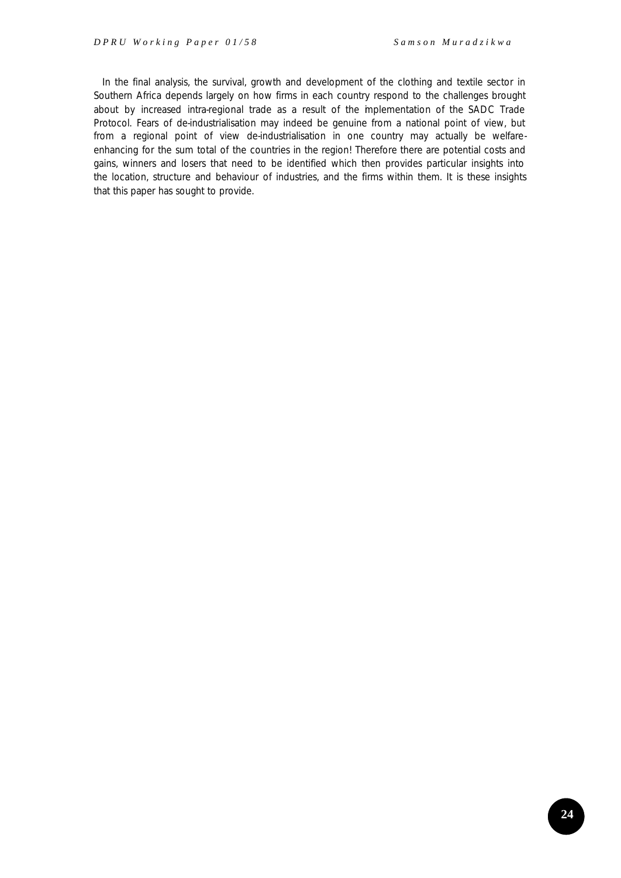In the final analysis, the survival, growth and development of the clothing and textile sector in Southern Africa depends largely on how firms in each country respond to the challenges brought about by increased intra-regional trade as a result of the implementation of the SADC Trade Protocol. Fears of de-industrialisation may indeed be genuine from a national point of view, but from a regional point of view de-industrialisation in one country may actually be welfare-enhancing for the sum total of the countries in the region! Therefore there are potential costs and gains, winners and losers that need to be identified which then provides particular insights into the location, structure and behaviour of industries, and the firms within them. It is these insights that this paper has sought to provide.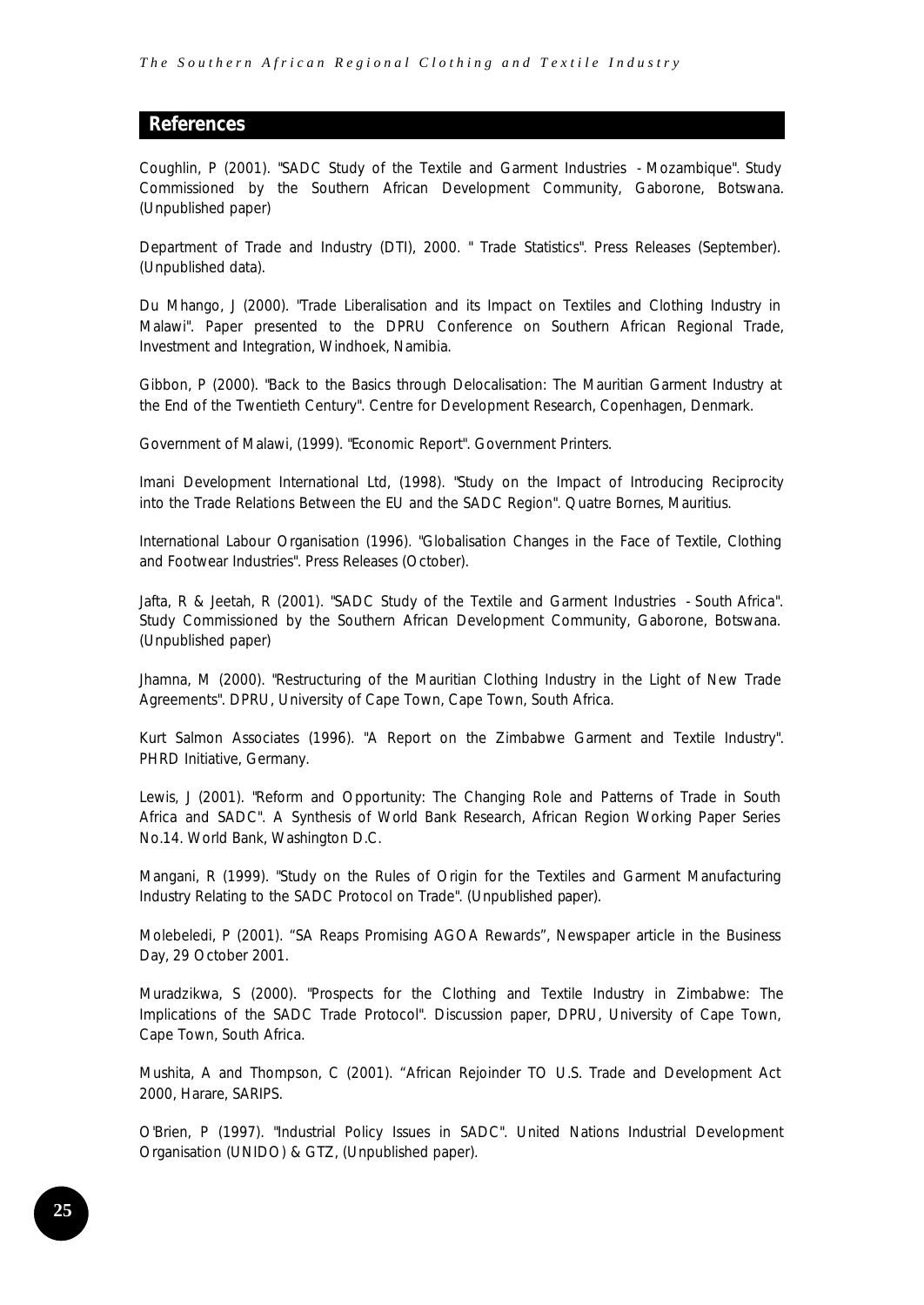## References

Coughlin, P (2001). "SADC Study of the Textile and Garment Industries - Mozambique". Study Commissioned by the Southern African Development Community, Gaborone, Botswana. (Unpublished paper)

Department of Trade and Industry (DTI), 2000. " Trade Statistics". Press Releases (September). (Unpublished data).

Du Mhango, J (2000). "Trade Liberalisation and its Impact on Textiles and Clothing Industry in Malawi". Paper presented to the DPRU Conference on Southern African Regional Trade, Investment and Integration, Windhoek, Namibia.

Gibbon, P (2000). "Back to the Basics through Delocalisation: The Mauritian Garment Industry at the End of the Twentieth Century". Centre for Development Research, Copenhagen, Denmark.

Government of Malawi, (1999). "Economic Report". Government Printers.

Imani Development International Ltd, (1998). "Study on the Impact of Introducing Reciprocity into the Trade Relations Between the EU and the SADC Region". Quatre Bornes, Mauritius.

International Labour Organisation (1996). "Globalisation Changes in the Face of Textile, Clothing and Footwear Industries". Press Releases (October).

Jafta, R & Jeetah, R (2001). "SADC Study of the Textile and Garment Industries - South Africa". Study Commissioned by the Southern African Development Community, Gaborone, Botswana. (Unpublished paper)

Jhamna, M (2000). "Restructuring of the Mauritian Clothing Industry in the Light of New Trade Agreements". DPRU, University of Cape Town, Cape Town, South Africa.

Kurt Salmon Associates (1996). "A Report on the Zimbabwe Garment and Textile Industry". PHRD Initiative, Germany.

Lewis, J (2001). "Reform and Opportunity: The Changing Role and Patterns of Trade in South Africa and SADC". A Synthesis of World Bank Research, African Region Working Paper Series No.14. World Bank, Washington D.C.

Mangani, R (1999). "Study on the Rules of Origin for the Textiles and Garment Manufacturing Industry Relating to the SADC Protocol on Trade". (Unpublished paper).

Molebeledi, P (2001). "SA Reaps Promising AGOA Rewards", Newspaper article in the Business Day, 29 October 2001.

Muradzikwa, S (2000). "Prospects for the Clothing and Textile Industry in Zimbabwe: The Implications of the SADC Trade Protocol". Discussion paper, DPRU, University of Cape Town, Cape Town, South Africa.

Mushita, A and Thompson, C (2001). "African Rejoinder TO U.S. Trade and Development Act 2000, Harare, SARIPS.

O'Brien, P (1997). "Industrial Policy Issues in SADC". United Nations Industrial Development Organisation (UNIDO) & GTZ, (Unpublished paper).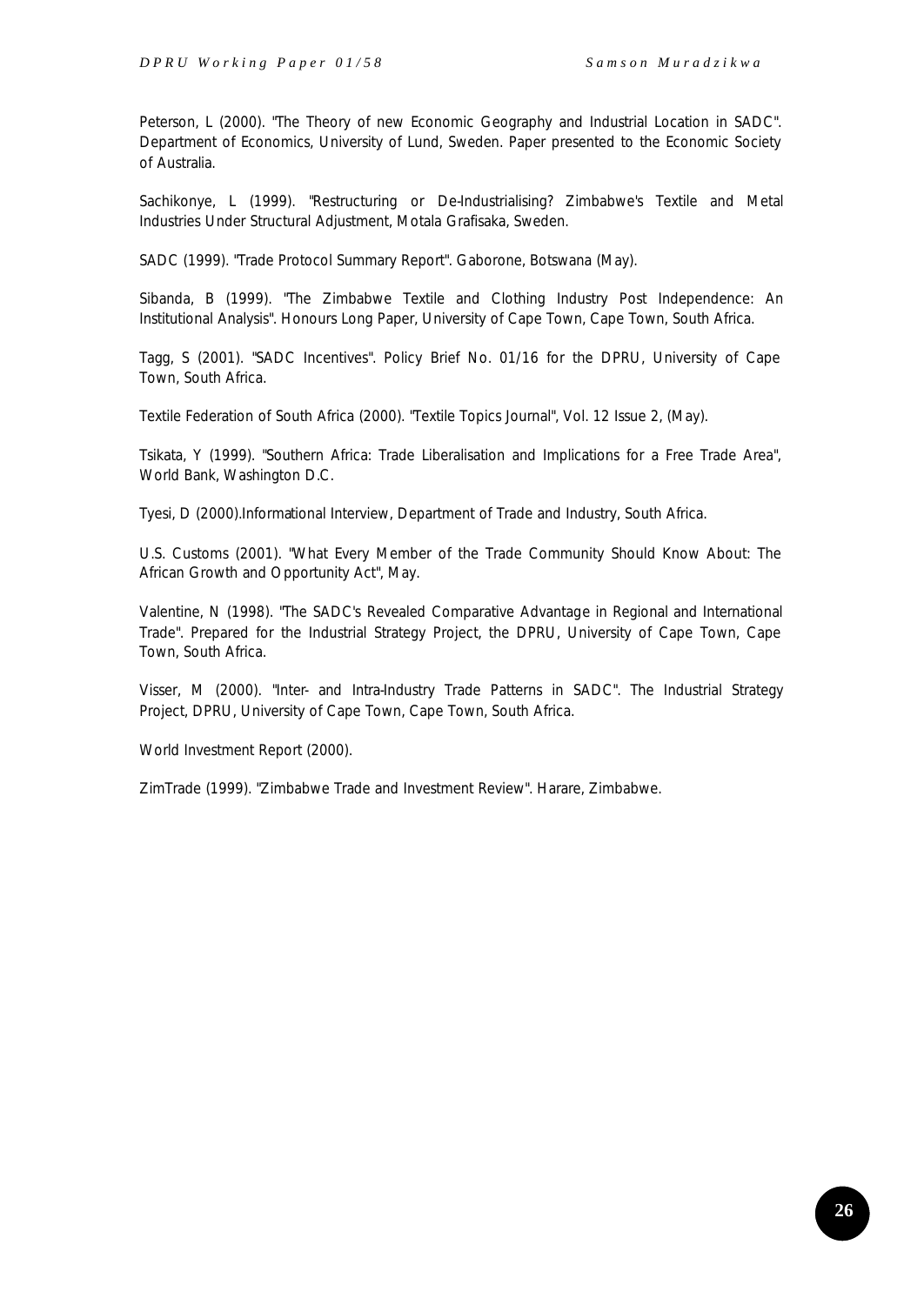Peterson, L (2000). "The Theory of new Economic Geography and Industrial Location in SADC". Department of Economics, University of Lund, Sweden. Paper presented to the Economic Society of Australia.

Sachikonye, L (1999). "Restructuring or De-Industrialising? Zimbabwe's Textile and Metal Industries Under Structural Adjustment, Motala Grafisaka, Sweden.

SADC (1999). "Trade Protocol Summary Report". Gaborone, Botswana (May).

Sibanda, B (1999). "The Zimbabwe Textile and Clothing Industry Post Independence: An Institutional Analysis". Honours Long Paper, University of Cape Town, Cape Town, South Africa.

Tagg, S (2001). "SADC Incentives". Policy Brief No. 01/16 for the DPRU, University of Cape Town, South Africa.

Textile Federation of South Africa (2000). "Textile Topics Journal", Vol. 12 Issue 2, (May).

Tsikata, Y (1999). "Southern Africa: Trade Liberalisation and Implications for a Free Trade Area", World Bank, Washington D.C.

Tyesi, D (2000).Informational Interview, Department of Trade and Industry, South Africa.

U.S. Customs (2001). "What Every Member of the Trade Community Should Know About: The African Growth and Opportunity Act", May.

Valentine, N (1998). "The SADC's Revealed Comparative Advantage in Regional and International Trade". Prepared for the Industrial Strategy Project, the DPRU, University of Cape Town, Cape Town, South Africa.

Visser, M (2000). "Inter- and Intra-Industry Trade Patterns in SADC". The Industrial Strategy Project, DPRU, University of Cape Town, Cape Town, South Africa.

World Investment Report (2000).

ZimTrade (1999). "Zimbabwe Trade and Investment Review". Harare, Zimbabwe.